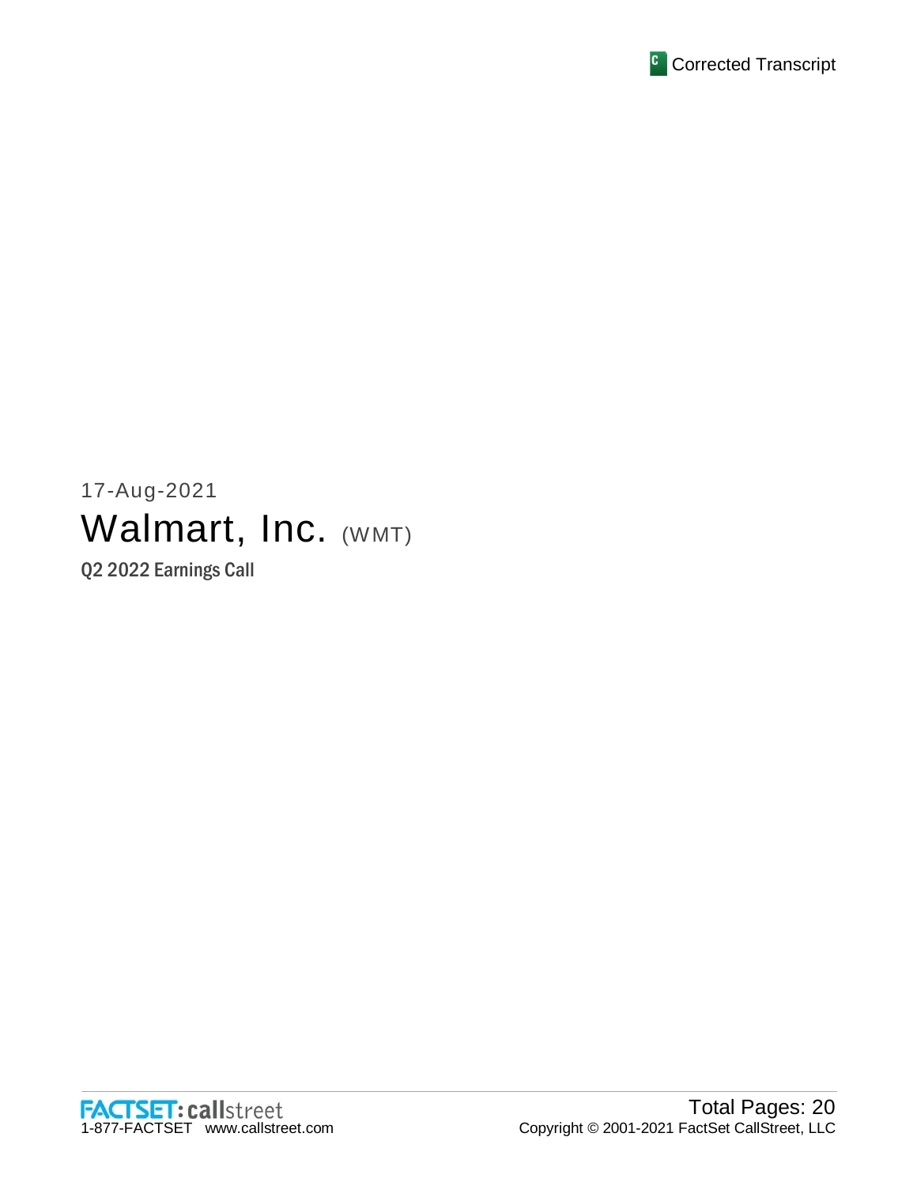Corrected Transcript

17-Aug-2021

# Walmart, Inc. (WMT)

Q2 2022 Earnings Call

Total Pages: 20

Copyright © 2001-2021 FactSet CallStreet, LLC

FACTSET: callstreet
1-877-FACTSET www.callstreet.com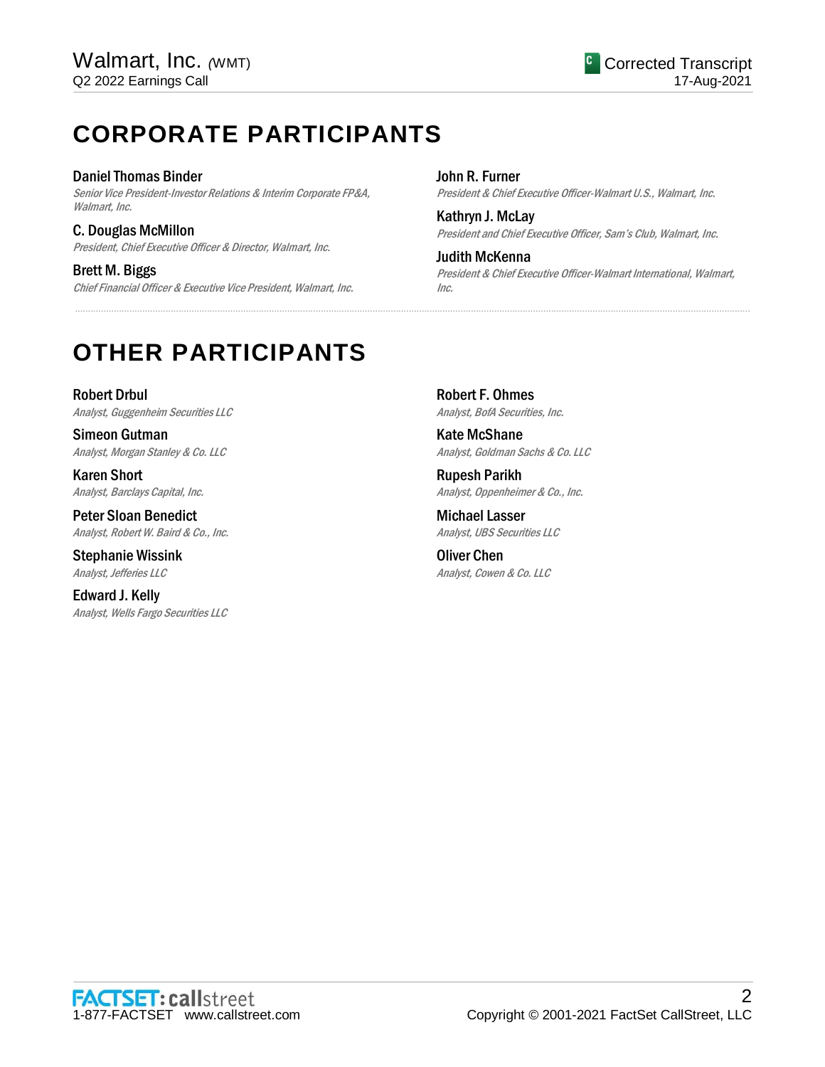# CORPORATE PARTICIPANTS

**Daniel Thomas Binder**
*Senior Vice President-Investor Relations & Interim Corporate FP&A, Walmart, Inc.*

**C. Douglas McMillon**
*President, Chief Executive Officer & Director, Walmart, Inc.*

**Brett M. Biggs**
*Chief Financial Officer & Executive Vice President, Walmart, Inc.*

**John R. Furner**
*President & Chief Executive Officer-Walmart U.S., Walmart, Inc.*

**Kathryn J. McLay**
*President and Chief Executive Officer, Sam's Club, Walmart, Inc.*

**Judith McKenna**
*President & Chief Executive Officer-Walmart International, Walmart, Inc.*

# OTHER PARTICIPANTS

**Robert Drbul**
*Analyst, Guggenheim Securities LLC*

**Simeon Gutman**
*Analyst, Morgan Stanley & Co. LLC*

**Karen Short**
*Analyst, Barclays Capital, Inc.*

**Peter Sloan Benedict**
*Analyst, Robert W. Baird & Co., Inc.*

**Stephanie Wissink**
*Analyst, Jefferies LLC*

**Edward J. Kelly**
*Analyst, Wells Fargo Securities LLC*

**Robert F. Ohmes**
*Analyst, BofA Securities, Inc.*

**Kate McShane**
*Analyst, Goldman Sachs & Co. LLC*

**Rupesh Parikh**
*Analyst, Oppenheimer & Co., Inc.*

**Michael Lasser**
*Analyst, UBS Securities LLC*

**Oliver Chen**
*Analyst, Cowen & Co. LLC*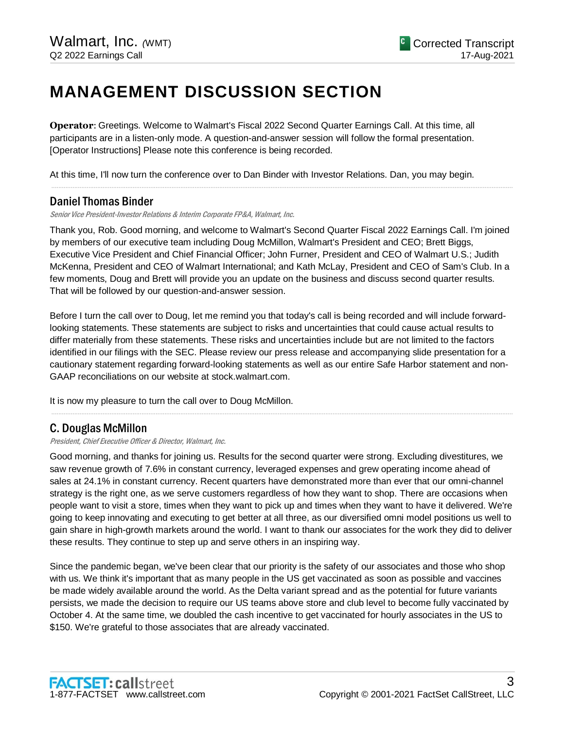# MANAGEMENT DISCUSSION SECTION

**Operator**: Greetings. Welcome to Walmart's Fiscal 2022 Second Quarter Earnings Call. At this time, all participants are in a listen-only mode. A question-and-answer session will follow the formal presentation. [Operator Instructions] Please note this conference is being recorded.

At this time, I'll now turn the conference over to Dan Binder with Investor Relations. Dan, you may begin.

## Daniel Thomas Binder

*Senior Vice President-Investor Relations & Interim Corporate FP&A, Walmart, Inc.*

Thank you, Rob. Good morning, and welcome to Walmart's Second Quarter Fiscal 2022 Earnings Call. I'm joined by members of our executive team including Doug McMillon, Walmart's President and CEO; Brett Biggs, Executive Vice President and Chief Financial Officer; John Furner, President and CEO of Walmart U.S.; Judith McKenna, President and CEO of Walmart International; and Kath McLay, President and CEO of Sam's Club. In a few moments, Doug and Brett will provide you an update on the business and discuss second quarter results. That will be followed by our question-and-answer session.

Before I turn the call over to Doug, let me remind you that today's call is being recorded and will include forward-looking statements. These statements are subject to risks and uncertainties that could cause actual results to differ materially from these statements. These risks and uncertainties include but are not limited to the factors identified in our filings with the SEC. Please review our press release and accompanying slide presentation for a cautionary statement regarding forward-looking statements as well as our entire Safe Harbor statement and non-GAAP reconciliations on our website at stock.walmart.com.

It is now my pleasure to turn the call over to Doug McMillon.

## C. Douglas McMillon

*President, Chief Executive Officer & Director, Walmart, Inc.*

Good morning, and thanks for joining us. Results for the second quarter were strong. Excluding divestitures, we saw revenue growth of 7.6% in constant currency, leveraged expenses and grew operating income ahead of sales at 24.1% in constant currency. Recent quarters have demonstrated more than ever that our omni-channel strategy is the right one, as we serve customers regardless of how they want to shop. There are occasions when people want to visit a store, times when they want to pick up and times when they want to have it delivered. We're going to keep innovating and executing to get better at all three, as our diversified omni model positions us well to gain share in high-growth markets around the world. I want to thank our associates for the work they did to deliver these results. They continue to step up and serve others in an inspiring way.

Since the pandemic began, we've been clear that our priority is the safety of our associates and those who shop with us. We think it's important that as many people in the US get vaccinated as soon as possible and vaccines be made widely available around the world. As the Delta variant spread and as the potential for future variants persists, we made the decision to require our US teams above store and club level to become fully vaccinated by October 4. At the same time, we doubled the cash incentive to get vaccinated for hourly associates in the US to $150. We're grateful to those associates that are already vaccinated.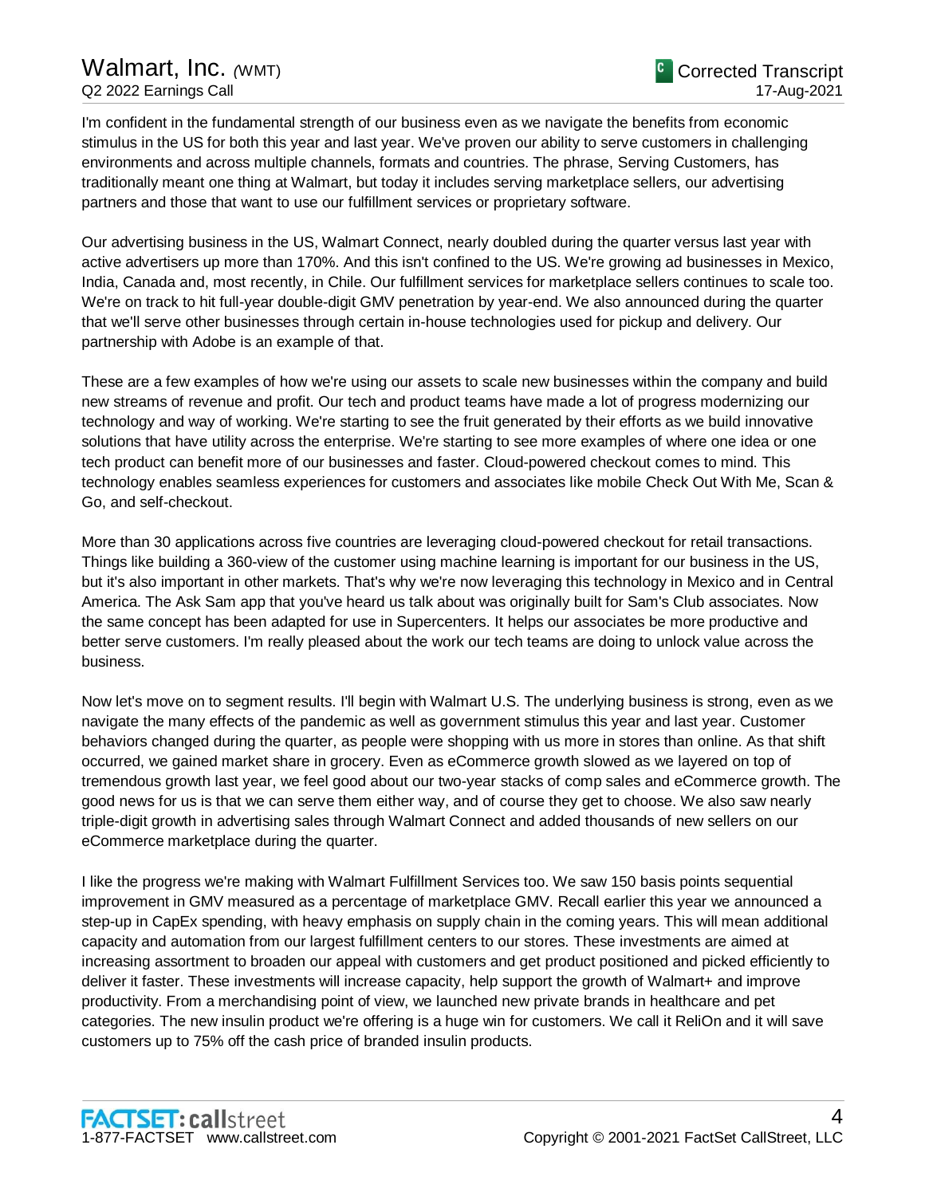I'm confident in the fundamental strength of our business even as we navigate the benefits from economic stimulus in the US for both this year and last year. We've proven our ability to serve customers in challenging environments and across multiple channels, formats and countries. The phrase, Serving Customers, has traditionally meant one thing at Walmart, but today it includes serving marketplace sellers, our advertising partners and those that want to use our fulfillment services or proprietary software.

Our advertising business in the US, Walmart Connect, nearly doubled during the quarter versus last year with active advertisers up more than 170%. And this isn't confined to the US. We're growing ad businesses in Mexico, India, Canada and, most recently, in Chile. Our fulfillment services for marketplace sellers continues to scale too. We're on track to hit full-year double-digit GMV penetration by year-end. We also announced during the quarter that we'll serve other businesses through certain in-house technologies used for pickup and delivery. Our partnership with Adobe is an example of that.

These are a few examples of how we're using our assets to scale new businesses within the company and build new streams of revenue and profit. Our tech and product teams have made a lot of progress modernizing our technology and way of working. We're starting to see the fruit generated by their efforts as we build innovative solutions that have utility across the enterprise. We're starting to see more examples of where one idea or one tech product can benefit more of our businesses and faster. Cloud-powered checkout comes to mind. This technology enables seamless experiences for customers and associates like mobile Check Out With Me, Scan & Go, and self-checkout.

More than 30 applications across five countries are leveraging cloud-powered checkout for retail transactions. Things like building a 360-view of the customer using machine learning is important for our business in the US, but it's also important in other markets. That's why we're now leveraging this technology in Mexico and in Central America. The Ask Sam app that you've heard us talk about was originally built for Sam's Club associates. Now the same concept has been adapted for use in Supercenters. It helps our associates be more productive and better serve customers. I'm really pleased about the work our tech teams are doing to unlock value across the business.

Now let's move on to segment results. I'll begin with Walmart U.S. The underlying business is strong, even as we navigate the many effects of the pandemic as well as government stimulus this year and last year. Customer behaviors changed during the quarter, as people were shopping with us more in stores than online. As that shift occurred, we gained market share in grocery. Even as eCommerce growth slowed as we layered on top of tremendous growth last year, we feel good about our two-year stacks of comp sales and eCommerce growth. The good news for us is that we can serve them either way, and of course they get to choose. We also saw nearly triple-digit growth in advertising sales through Walmart Connect and added thousands of new sellers on our eCommerce marketplace during the quarter.

I like the progress we're making with Walmart Fulfillment Services too. We saw 150 basis points sequential improvement in GMV measured as a percentage of marketplace GMV. Recall earlier this year we announced a step-up in CapEx spending, with heavy emphasis on supply chain in the coming years. This will mean additional capacity and automation from our largest fulfillment centers to our stores. These investments are aimed at increasing assortment to broaden our appeal with customers and get product positioned and picked efficiently to deliver it faster. These investments will increase capacity, help support the growth of Walmart+ and improve productivity. From a merchandising point of view, we launched new private brands in healthcare and pet categories. The new insulin product we're offering is a huge win for customers. We call it ReliOn and it will save customers up to 75% off the cash price of branded insulin products.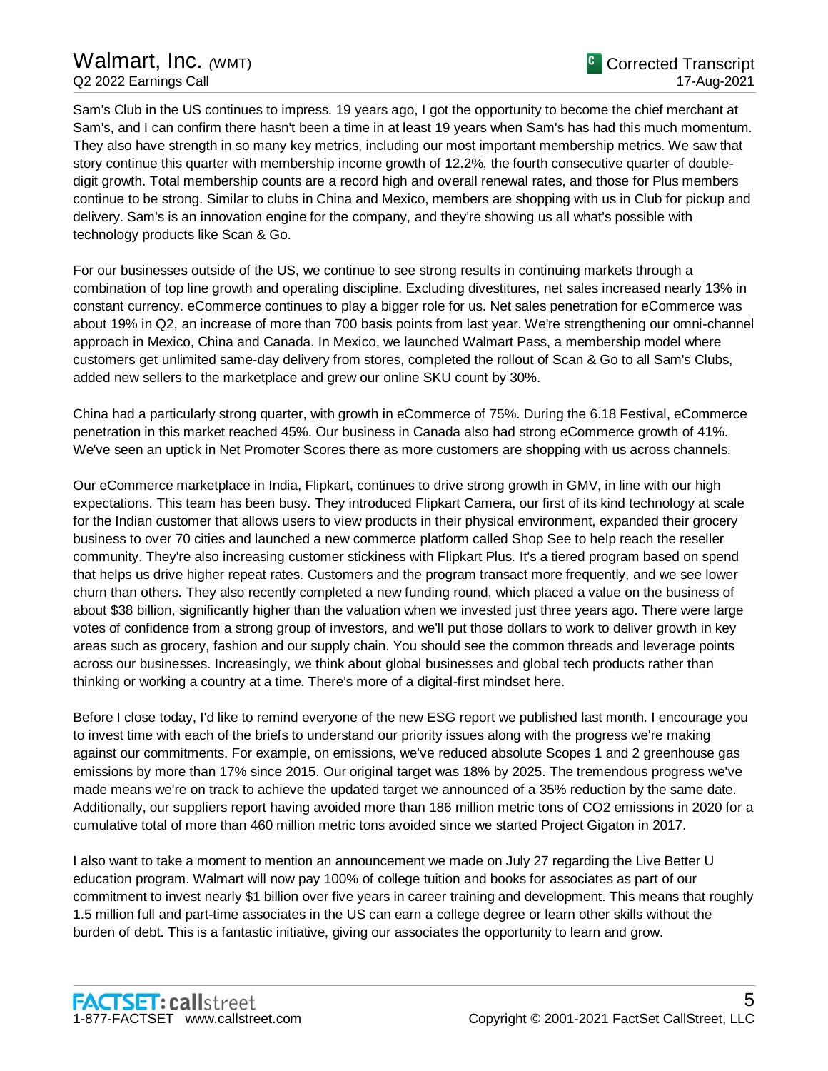Sam's Club in the US continues to impress. 19 years ago, I got the opportunity to become the chief merchant at Sam's, and I can confirm there hasn't been a time in at least 19 years when Sam's has had this much momentum. They also have strength in so many key metrics, including our most important membership metrics. We saw that story continue this quarter with membership income growth of 12.2%, the fourth consecutive quarter of double-digit growth. Total membership counts are a record high and overall renewal rates, and those for Plus members continue to be strong. Similar to clubs in China and Mexico, members are shopping with us in Club for pickup and delivery. Sam's is an innovation engine for the company, and they're showing us all what's possible with technology products like Scan & Go.

For our businesses outside of the US, we continue to see strong results in continuing markets through a combination of top line growth and operating discipline. Excluding divestitures, net sales increased nearly 13% in constant currency. eCommerce continues to play a bigger role for us. Net sales penetration for eCommerce was about 19% in Q2, an increase of more than 700 basis points from last year. We're strengthening our omni-channel approach in Mexico, China and Canada. In Mexico, we launched Walmart Pass, a membership model where customers get unlimited same-day delivery from stores, completed the rollout of Scan & Go to all Sam's Clubs, added new sellers to the marketplace and grew our online SKU count by 30%.

China had a particularly strong quarter, with growth in eCommerce of 75%. During the 6.18 Festival, eCommerce penetration in this market reached 45%. Our business in Canada also had strong eCommerce growth of 41%. We've seen an uptick in Net Promoter Scores there as more customers are shopping with us across channels.

Our eCommerce marketplace in India, Flipkart, continues to drive strong growth in GMV, in line with our high expectations. This team has been busy. They introduced Flipkart Camera, our first of its kind technology at scale for the Indian customer that allows users to view products in their physical environment, expanded their grocery business to over 70 cities and launched a new commerce platform called Shop See to help reach the reseller community. They're also increasing customer stickiness with Flipkart Plus. It's a tiered program based on spend that helps us drive higher repeat rates. Customers and the program transact more frequently, and we see lower churn than others. They also recently completed a new funding round, which placed a value on the business of about $38 billion, significantly higher than the valuation when we invested just three years ago. There were large votes of confidence from a strong group of investors, and we'll put those dollars to work to deliver growth in key areas such as grocery, fashion and our supply chain. You should see the common threads and leverage points across our businesses. Increasingly, we think about global businesses and global tech products rather than thinking or working a country at a time. There's more of a digital-first mindset here.

Before I close today, I'd like to remind everyone of the new ESG report we published last month. I encourage you to invest time with each of the briefs to understand our priority issues along with the progress we're making against our commitments. For example, on emissions, we've reduced absolute Scopes 1 and 2 greenhouse gas emissions by more than 17% since 2015. Our original target was 18% by 2025. The tremendous progress we've made means we're on track to achieve the updated target we announced of a 35% reduction by the same date. Additionally, our suppliers report having avoided more than 186 million metric tons of $CO_2$ emissions in 2020 for a cumulative total of more than 460 million metric tons avoided since we started Project Gigaton in 2017.

I also want to take a moment to mention an announcement we made on July 27 regarding the Live Better U education program. Walmart will now pay 100% of college tuition and books for associates as part of our commitment to invest nearly $1 billion over five years in career training and development. This means that roughly 1.5 million full and part-time associates in the US can earn a college degree or learn other skills without the burden of debt. This is a fantastic initiative, giving our associates the opportunity to learn and grow.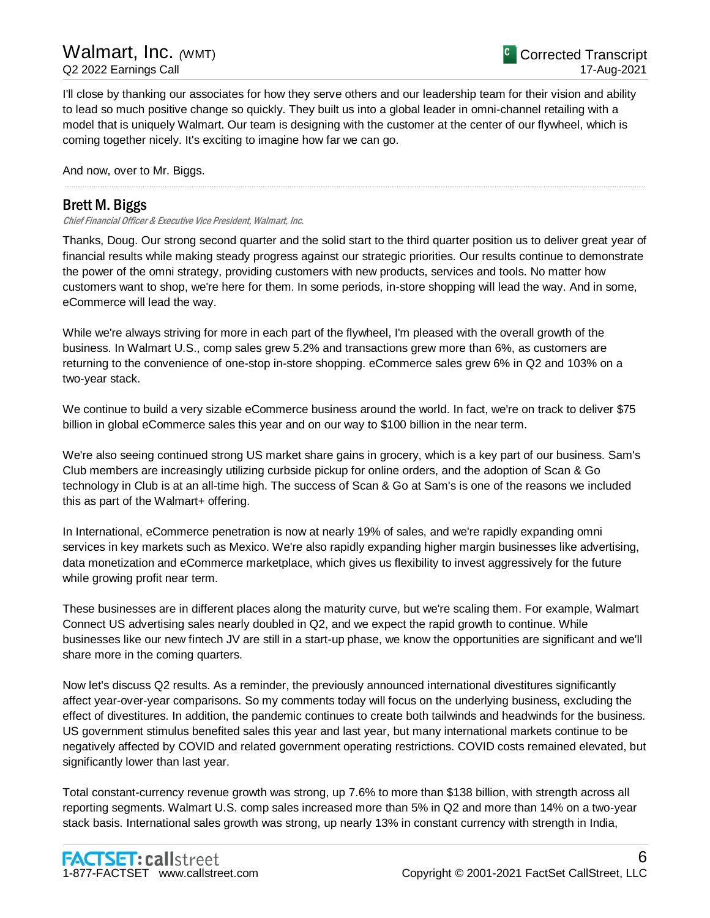I'll close by thanking our associates for how they serve others and our leadership team for their vision and ability to lead so much positive change so quickly. They built us into a global leader in omni-channel retailing with a model that is uniquely Walmart. Our team is designing with the customer at the center of our flywheel, which is coming together nicely. It's exciting to imagine how far we can go.

And now, over to Mr. Biggs.

---

## Brett M. Biggs

*Chief Financial Officer & Executive Vice President, Walmart, Inc.*

Thanks, Doug. Our strong second quarter and the solid start to the third quarter position us to deliver great year of financial results while making steady progress against our strategic priorities. Our results continue to demonstrate the power of the omni strategy, providing customers with new products, services and tools. No matter how customers want to shop, we're here for them. In some periods, in-store shopping will lead the way. And in some, eCommerce will lead the way.

While we're always striving for more in each part of the flywheel, I'm pleased with the overall growth of the business. In Walmart U.S., comp sales grew 5.2% and transactions grew more than 6%, as customers are returning to the convenience of one-stop in-store shopping. eCommerce sales grew 6% in Q2 and 103% on a two-year stack.

We continue to build a very sizable eCommerce business around the world. In fact, we're on track to deliver $75 billion in global eCommerce sales this year and on our way to $100 billion in the near term.

We're also seeing continued strong US market share gains in grocery, which is a key part of our business. Sam's Club members are increasingly utilizing curbside pickup for online orders, and the adoption of Scan & Go technology in Club is at an all-time high. The success of Scan & Go at Sam's is one of the reasons we included this as part of the Walmart+ offering.

In International, eCommerce penetration is now at nearly 19% of sales, and we're rapidly expanding omni services in key markets such as Mexico. We're also rapidly expanding higher margin businesses like advertising, data monetization and eCommerce marketplace, which gives us flexibility to invest aggressively for the future while growing profit near term.

These businesses are in different places along the maturity curve, but we're scaling them. For example, Walmart Connect US advertising sales nearly doubled in Q2, and we expect the rapid growth to continue. While businesses like our new fintech JV are still in a start-up phase, we know the opportunities are significant and we'll share more in the coming quarters.

Now let's discuss Q2 results. As a reminder, the previously announced international divestitures significantly affect year-over-year comparisons. So my comments today will focus on the underlying business, excluding the effect of divestitures. In addition, the pandemic continues to create both tailwinds and headwinds for the business. US government stimulus benefited sales this year and last year, but many international markets continue to be negatively affected by COVID and related government operating restrictions. COVID costs remained elevated, but significantly lower than last year.

Total constant-currency revenue growth was strong, up 7.6% to more than $138 billion, with strength across all reporting segments. Walmart U.S. comp sales increased more than 5% in Q2 and more than 14% on a two-year stack basis. International sales growth was strong, up nearly 13% in constant currency with strength in India,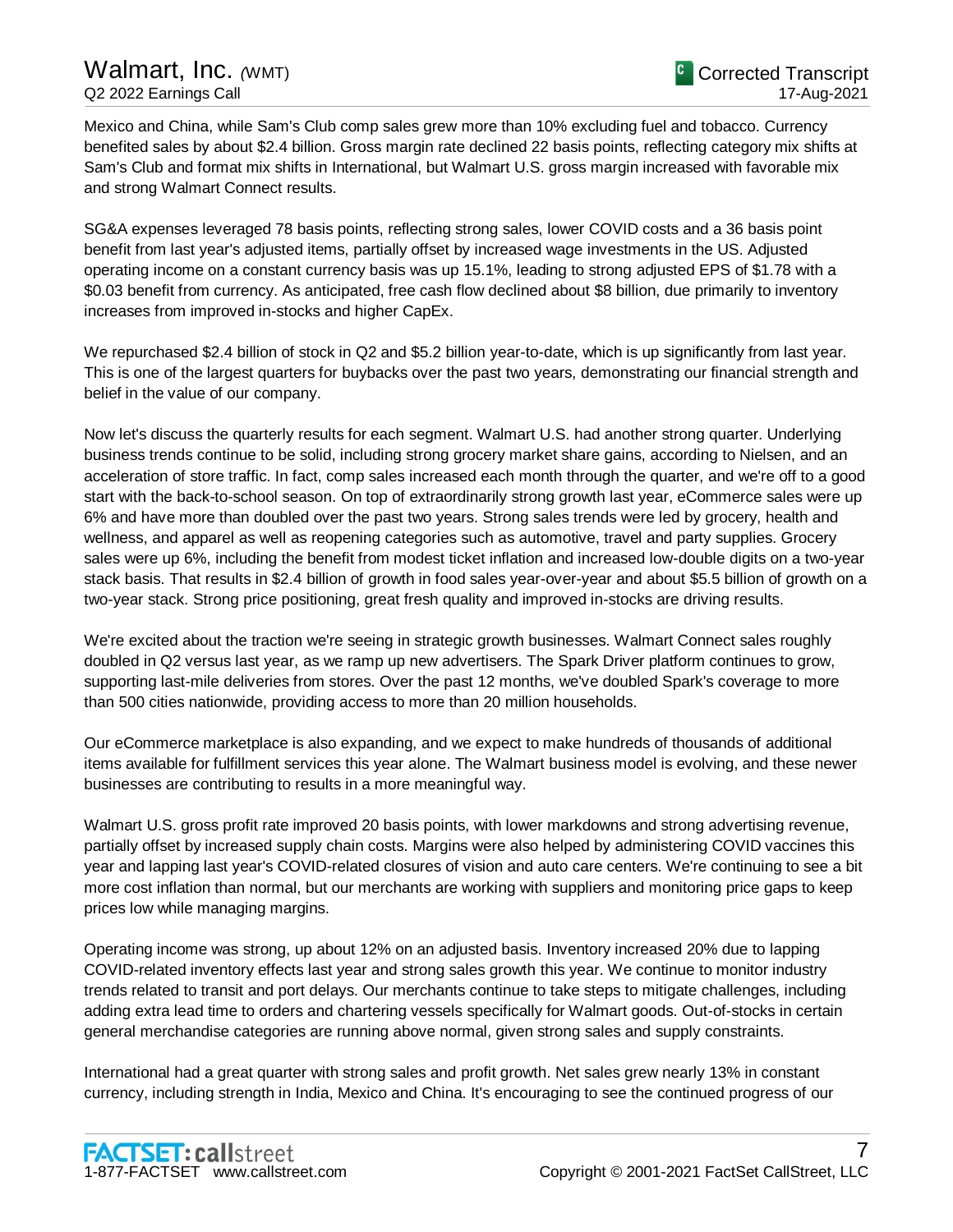Mexico and China, while Sam's Club comp sales grew more than 10% excluding fuel and tobacco. Currency benefited sales by about $2.4 billion. Gross margin rate declined 22 basis points, reflecting category mix shifts at Sam's Club and format mix shifts in International, but Walmart U.S. gross margin increased with favorable mix and strong Walmart Connect results.

SG&A expenses leveraged 78 basis points, reflecting strong sales, lower COVID costs and a 36 basis point benefit from last year's adjusted items, partially offset by increased wage investments in the US. Adjusted operating income on a constant currency basis was up 15.1%, leading to strong adjusted EPS of $1.78 with a $0.03 benefit from currency. As anticipated, free cash flow declined about $8 billion, due primarily to inventory increases from improved in-stocks and higher CapEx.

We repurchased $2.4 billion of stock in Q2 and $5.2 billion year-to-date, which is up significantly from last year. This is one of the largest quarters for buybacks over the past two years, demonstrating our financial strength and belief in the value of our company.

Now let's discuss the quarterly results for each segment. Walmart U.S. had another strong quarter. Underlying business trends continue to be solid, including strong grocery market share gains, according to Nielsen, and an acceleration of store traffic. In fact, comp sales increased each month through the quarter, and we're off to a good start with the back-to-school season. On top of extraordinarily strong growth last year, eCommerce sales were up 6% and have more than doubled over the past two years. Strong sales trends were led by grocery, health and wellness, and apparel as well as reopening categories such as automotive, travel and party supplies. Grocery sales were up 6%, including the benefit from modest ticket inflation and increased low-double digits on a two-year stack basis. That results in $2.4 billion of growth in food sales year-over-year and about $5.5 billion of growth on a two-year stack. Strong price positioning, great fresh quality and improved in-stocks are driving results.

We're excited about the traction we're seeing in strategic growth businesses. Walmart Connect sales roughly doubled in Q2 versus last year, as we ramp up new advertisers. The Spark Driver platform continues to grow, supporting last-mile deliveries from stores. Over the past 12 months, we've doubled Spark's coverage to more than 500 cities nationwide, providing access to more than 20 million households.

Our eCommerce marketplace is also expanding, and we expect to make hundreds of thousands of additional items available for fulfillment services this year alone. The Walmart business model is evolving, and these newer businesses are contributing to results in a more meaningful way.

Walmart U.S. gross profit rate improved 20 basis points, with lower markdowns and strong advertising revenue, partially offset by increased supply chain costs. Margins were also helped by administering COVID vaccines this year and lapping last year's COVID-related closures of vision and auto care centers. We're continuing to see a bit more cost inflation than normal, but our merchants are working with suppliers and monitoring price gaps to keep prices low while managing margins.

Operating income was strong, up about 12% on an adjusted basis. Inventory increased 20% due to lapping COVID-related inventory effects last year and strong sales growth this year. We continue to monitor industry trends related to transit and port delays. Our merchants continue to take steps to mitigate challenges, including adding extra lead time to orders and chartering vessels specifically for Walmart goods. Out-of-stocks in certain general merchandise categories are running above normal, given strong sales and supply constraints.

International had a great quarter with strong sales and profit growth. Net sales grew nearly 13% in constant currency, including strength in India, Mexico and China. It's encouraging to see the continued progress of our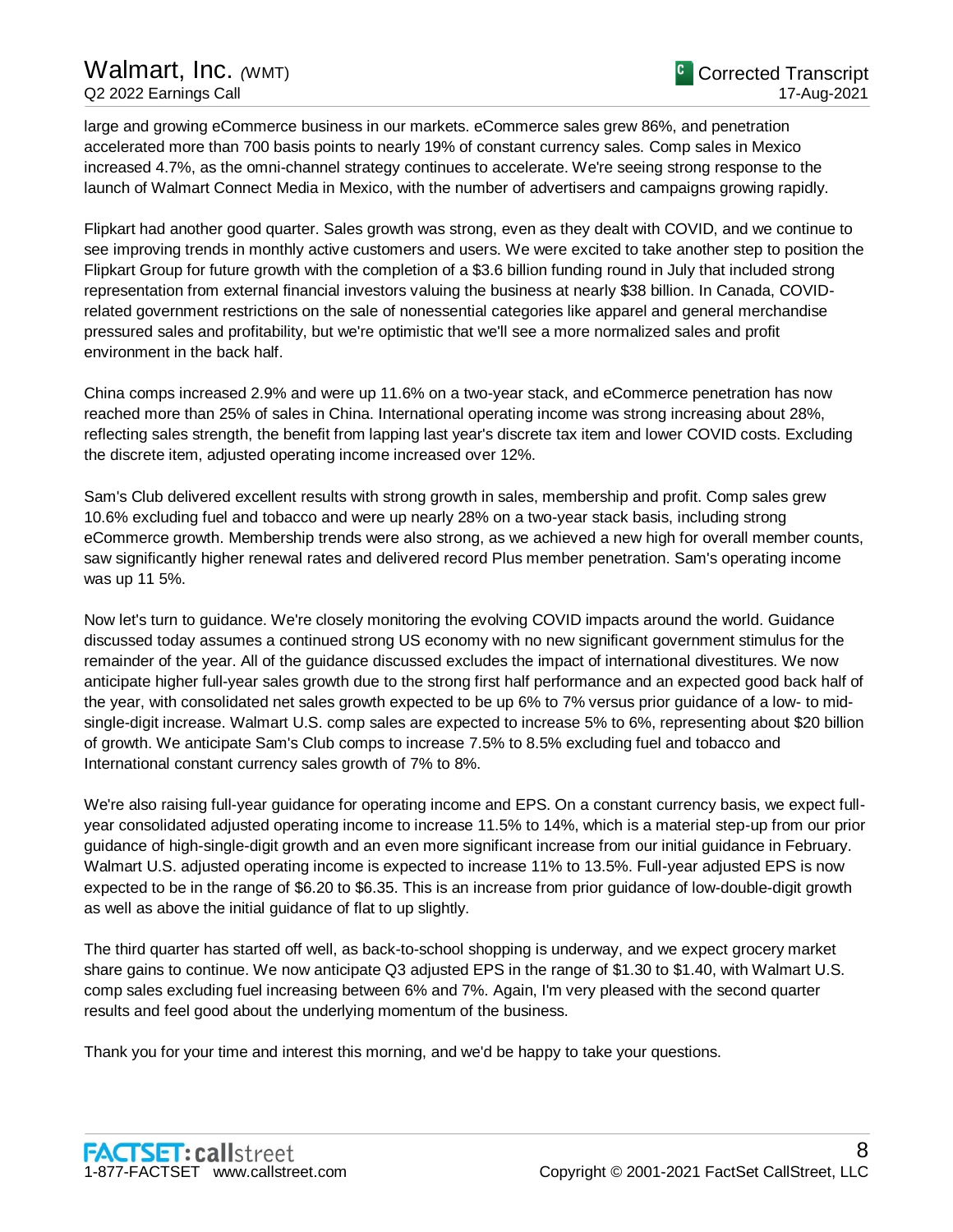large and growing eCommerce business in our markets. eCommerce sales grew 86%, and penetration accelerated more than 700 basis points to nearly 19% of constant currency sales. Comp sales in Mexico increased 4.7%, as the omni-channel strategy continues to accelerate. We're seeing strong response to the launch of Walmart Connect Media in Mexico, with the number of advertisers and campaigns growing rapidly.

Flipkart had another good quarter. Sales growth was strong, even as they dealt with COVID, and we continue to see improving trends in monthly active customers and users. We were excited to take another step to position the Flipkart Group for future growth with the completion of a $3.6 billion funding round in July that included strong representation from external financial investors valuing the business at nearly $38 billion. In Canada, COVID-related government restrictions on the sale of nonessential categories like apparel and general merchandise pressured sales and profitability, but we're optimistic that we'll see a more normalized sales and profit environment in the back half.

China comps increased 2.9% and were up 11.6% on a two-year stack, and eCommerce penetration has now reached more than 25% of sales in China. International operating income was strong increasing about 28%, reflecting sales strength, the benefit from lapping last year's discrete tax item and lower COVID costs. Excluding the discrete item, adjusted operating income increased over 12%.

Sam's Club delivered excellent results with strong growth in sales, membership and profit. Comp sales grew 10.6% excluding fuel and tobacco and were up nearly 28% on a two-year stack basis, including strong eCommerce growth. Membership trends were also strong, as we achieved a new high for overall member counts, saw significantly higher renewal rates and delivered record Plus member penetration. Sam's operating income was up 11 5%.

Now let's turn to guidance. We're closely monitoring the evolving COVID impacts around the world. Guidance discussed today assumes a continued strong US economy with no new significant government stimulus for the remainder of the year. All of the guidance discussed excludes the impact of international divestitures. We now anticipate higher full-year sales growth due to the strong first half performance and an expected good back half of the year, with consolidated net sales growth expected to be up 6% to 7% versus prior guidance of a low- to mid-single-digit increase. Walmart U.S. comp sales are expected to increase 5% to 6%, representing about $20 billion of growth. We anticipate Sam's Club comps to increase 7.5% to 8.5% excluding fuel and tobacco and International constant currency sales growth of 7% to 8%.

We're also raising full-year guidance for operating income and EPS. On a constant currency basis, we expect full-year consolidated adjusted operating income to increase 11.5% to 14%, which is a material step-up from our prior guidance of high-single-digit growth and an even more significant increase from our initial guidance in February. Walmart U.S. adjusted operating income is expected to increase 11% to 13.5%. Full-year adjusted EPS is now expected to be in the range of $6.20 to $6.35. This is an increase from prior guidance of low-double-digit growth as well as above the initial guidance of flat to up slightly.

The third quarter has started off well, as back-to-school shopping is underway, and we expect grocery market share gains to continue. We now anticipate Q3 adjusted EPS in the range of $1.30 to $1.40, with Walmart U.S. comp sales excluding fuel increasing between 6% and 7%. Again, I'm very pleased with the second quarter results and feel good about the underlying momentum of the business.

Thank you for your time and interest this morning, and we'd be happy to take your questions.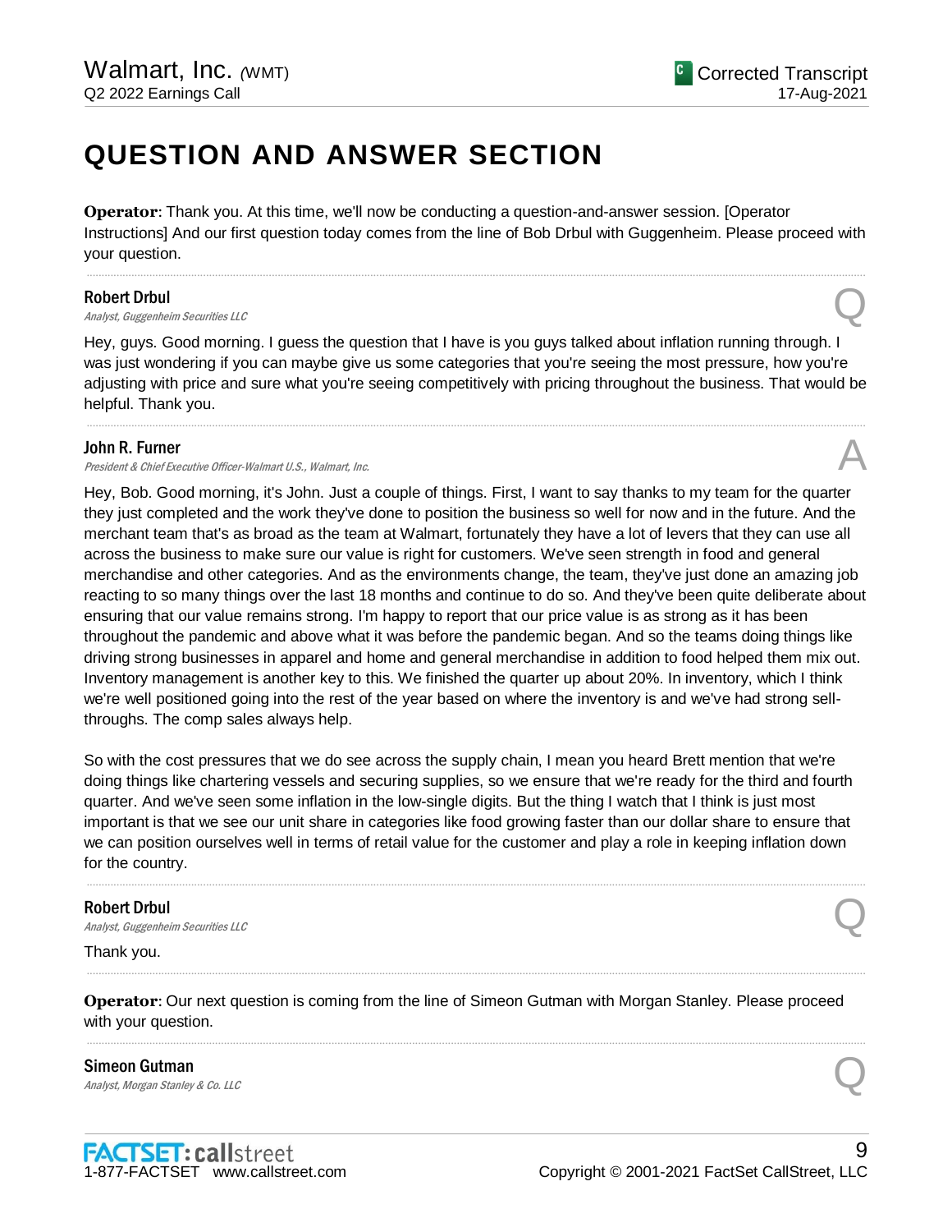# QUESTION AND ANSWER SECTION

**Operator**: Thank you. At this time, we'll now be conducting a question-and-answer session. [Operator Instructions] And our first question today comes from the line of Bob Drbul with Guggenheim. Please proceed with your question.

---

**Robert Drbul**
*Analyst, Guggenheim Securities LLC* **Q**

Hey, guys. Good morning. I guess the question that I have is you guys talked about inflation running through. I was just wondering if you can maybe give us some categories that you're seeing the most pressure, how you're adjusting with price and sure what you're seeing competitively with pricing throughout the business. That would be helpful. Thank you.

---

**John R. Furner**
*President & Chief Executive Officer-Walmart U.S., Walmart, Inc.* **A**

Hey, Bob. Good morning, it's John. Just a couple of things. First, I want to say thanks to my team for the quarter they just completed and the work they've done to position the business so well for now and in the future. And the merchant team that's as broad as the team at Walmart, fortunately they have a lot of levers that they can use all across the business to make sure our value is right for customers. We've seen strength in food and general merchandise and other categories. And as the environments change, the team, they've just done an amazing job reacting to so many things over the last 18 months and continue to do so. And they've been quite deliberate about ensuring that our value remains strong. I'm happy to report that our price value is as strong as it has been throughout the pandemic and above what it was before the pandemic began. And so the teams doing things like driving strong businesses in apparel and home and general merchandise in addition to food helped them mix out. Inventory management is another key to this. We finished the quarter up about 20%. In inventory, which I think we're well positioned going into the rest of the year based on where the inventory is and we've had strong sell-throughs. The comp sales always help.

So with the cost pressures that we do see across the supply chain, I mean you heard Brett mention that we're doing things like chartering vessels and securing supplies, so we ensure that we're ready for the third and fourth quarter. And we've seen some inflation in the low-single digits. But the thing I watch that I think is just most important is that we see our unit share in categories like food growing faster than our dollar share to ensure that we can position ourselves well in terms of retail value for the customer and play a role in keeping inflation down for the country.

---

**Robert Drbul**
*Analyst, Guggenheim Securities LLC* **Q**

Thank you.

---

**Operator**: Our next question is coming from the line of Simeon Gutman with Morgan Stanley. Please proceed with your question.

---

**Simeon Gutman**
*Analyst, Morgan Stanley & Co. LLC* **Q**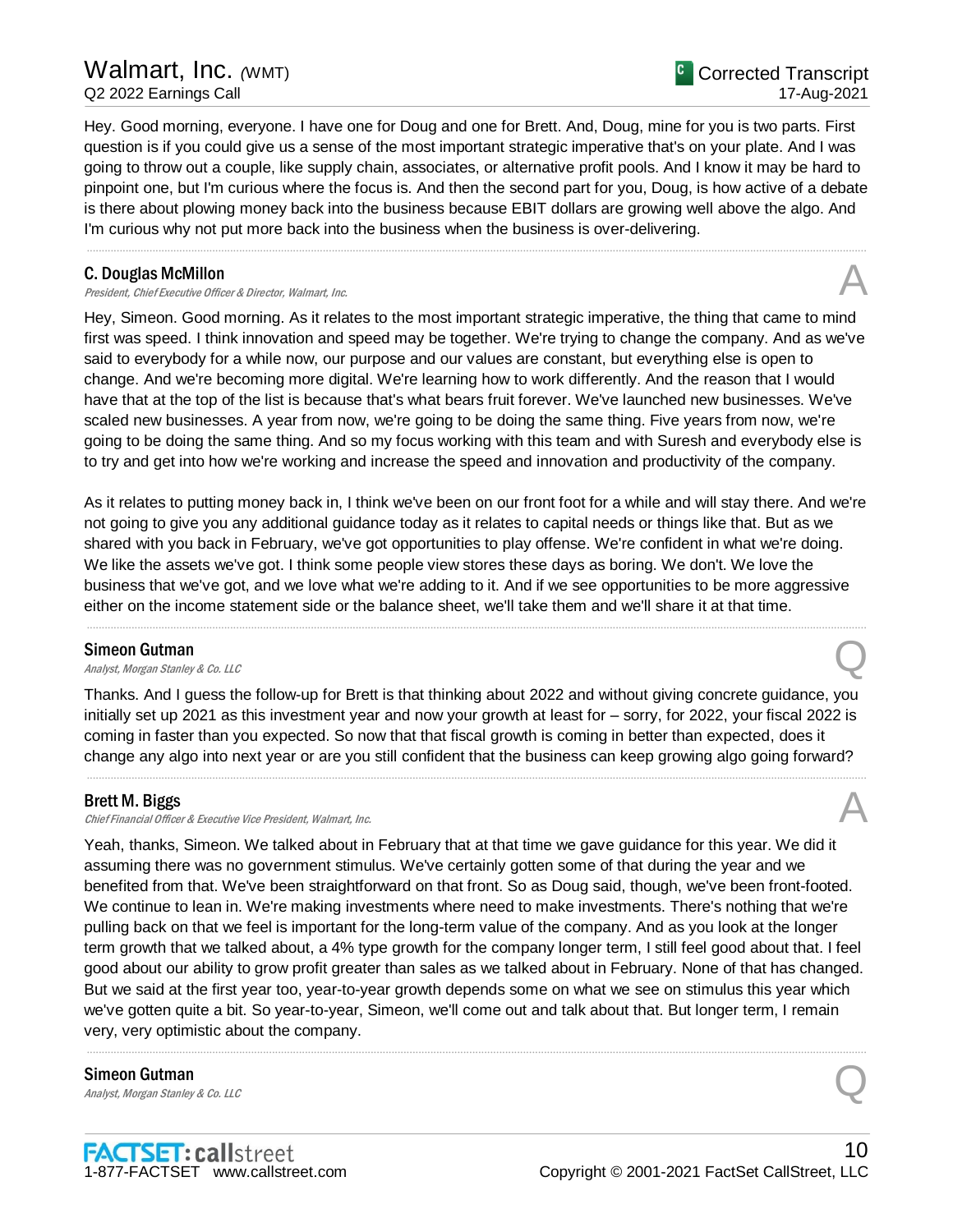Hey. Good morning, everyone. I have one for Doug and one for Brett. And, Doug, mine for you is two parts. First question is if you could give us a sense of the most important strategic imperative that's on your plate. And I was going to throw out a couple, like supply chain, associates, or alternative profit pools. And I know it may be hard to pinpoint one, but I'm curious where the focus is. And then the second part for you, Doug, is how active of a debate is there about plowing money back into the business because EBIT dollars are growing well above the algo. And I'm curious why not put more back into the business when the business is over-delivering.

---

**C. Douglas McMillon**
*President, Chief Executive Officer & Director, Walmart, Inc.* **A**

Hey, Simeon. Good morning. As it relates to the most important strategic imperative, the thing that came to mind first was speed. I think innovation and speed may be together. We're trying to change the company. And as we've said to everybody for a while now, our purpose and our values are constant, but everything else is open to change. And we're becoming more digital. We're learning how to work differently. And the reason that I would have that at the top of the list is because that's what bears fruit forever. We've launched new businesses. We've scaled new businesses. A year from now, we're going to be doing the same thing. Five years from now, we're going to be doing the same thing. And so my focus working with this team and with Suresh and everybody else is to try and get into how we're working and increase the speed and innovation and productivity of the company.

As it relates to putting money back in, I think we've been on our front foot for a while and will stay there. And we're not going to give you any additional guidance today as it relates to capital needs or things like that. But as we shared with you back in February, we've got opportunities to play offense. We're confident in what we're doing. We like the assets we've got. I think some people view stores these days as boring. We don't. We love the business that we've got, and we love what we're adding to it. And if we see opportunities to be more aggressive either on the income statement side or the balance sheet, we'll take them and we'll share it at that time.

---

**Simeon Gutman**
*Analyst, Morgan Stanley & Co. LLC* **Q**

Thanks. And I guess the follow-up for Brett is that thinking about 2022 and without giving concrete guidance, you initially set up 2021 as this investment year and now your growth at least for – sorry, for 2022, your fiscal 2022 is coming in faster than you expected. So now that that fiscal growth is coming in better than expected, does it change any algo into next year or are you still confident that the business can keep growing algo going forward?

---

**Brett M. Biggs**
*Chief Financial Officer & Executive Vice President, Walmart, Inc.* **A**

Yeah, thanks, Simeon. We talked about in February that at that time we gave guidance for this year. We did it assuming there was no government stimulus. We've certainly gotten some of that during the year and we benefited from that. We've been straightforward on that front. So as Doug said, though, we've been front-footed. We continue to lean in. We're making investments where need to make investments. There's nothing that we're pulling back on that we feel is important for the long-term value of the company. And as you look at the longer term growth that we talked about, a 4% type growth for the company longer term, I still feel good about that. I feel good about our ability to grow profit greater than sales as we talked about in February. None of that has changed. But we said at the first year too, year-to-year growth depends some on what we see on stimulus this year which we've gotten quite a bit. So year-to-year, Simeon, we'll come out and talk about that. But longer term, I remain very, very optimistic about the company.

---

**Simeon Gutman**
*Analyst, Morgan Stanley & Co. LLC* **Q**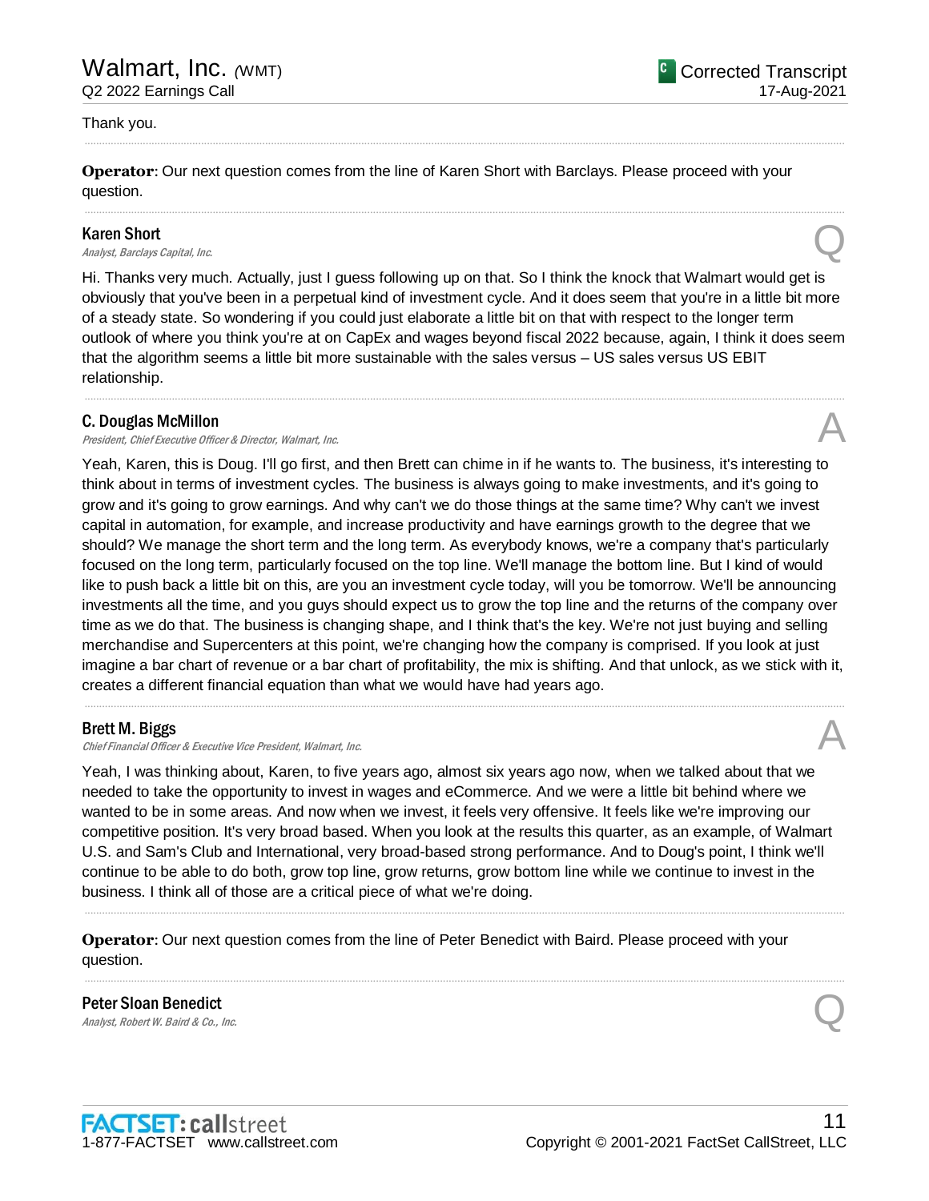Thank you.

---

**Operator**: Our next question comes from the line of Karen Short with Barclays. Please proceed with your question.

---

**Karen Short**
*Analyst, Barclays Capital, Inc.* Q

Hi. Thanks very much. Actually, just I guess following up on that. So I think the knock that Walmart would get is obviously that you've been in a perpetual kind of investment cycle. And it does seem that you're in a little bit more of a steady state. So wondering if you could just elaborate a little bit on that with respect to the longer term outlook of where you think you're at on CapEx and wages beyond fiscal 2022 because, again, I think it does seem that the algorithm seems a little bit more sustainable with the sales versus – US sales versus US EBIT relationship.

---

**C. Douglas McMillon**
*President, Chief Executive Officer & Director, Walmart, Inc.* A

Yeah, Karen, this is Doug. I'll go first, and then Brett can chime in if he wants to. The business, it's interesting to think about in terms of investment cycles. The business is always going to make investments, and it's going to grow and it's going to grow earnings. And why can't we do those things at the same time? Why can't we invest capital in automation, for example, and increase productivity and have earnings growth to the degree that we should? We manage the short term and the long term. As everybody knows, we're a company that's particularly focused on the long term, particularly focused on the top line. We'll manage the bottom line. But I kind of would like to push back a little bit on this, are you an investment cycle today, will you be tomorrow. We'll be announcing investments all the time, and you guys should expect us to grow the top line and the returns of the company over time as we do that. The business is changing shape, and I think that's the key. We're not just buying and selling merchandise and Supercenters at this point, we're changing how the company is comprised. If you look at just imagine a bar chart of revenue or a bar chart of profitability, the mix is shifting. And that unlock, as we stick with it, creates a different financial equation than what we would have had years ago.

---

**Brett M. Biggs**
*Chief Financial Officer & Executive Vice President, Walmart, Inc.* A

Yeah, I was thinking about, Karen, to five years ago, almost six years ago now, when we talked about that we needed to take the opportunity to invest in wages and eCommerce. And we were a little bit behind where we wanted to be in some areas. And now when we invest, it feels very offensive. It feels like we're improving our competitive position. It's very broad based. When you look at the results this quarter, as an example, of Walmart U.S. and Sam's Club and International, very broad-based strong performance. And to Doug's point, I think we'll continue to be able to do both, grow top line, grow returns, grow bottom line while we continue to invest in the business. I think all of those are a critical piece of what we're doing.

---

**Operator**: Our next question comes from the line of Peter Benedict with Baird. Please proceed with your question.

---

**Peter Sloan Benedict**
*Analyst, Robert W. Baird & Co., Inc.* Q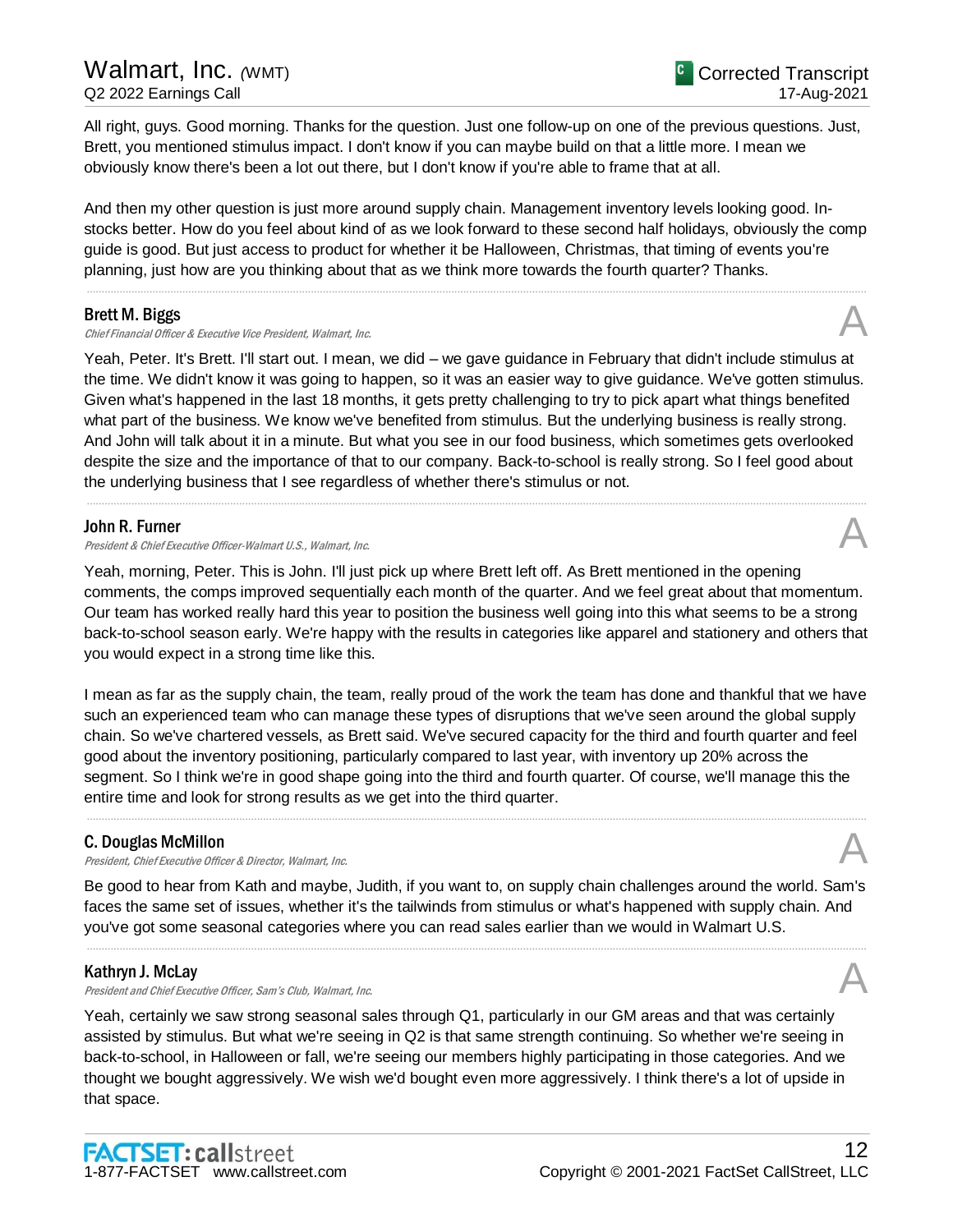All right, guys. Good morning. Thanks for the question. Just one follow-up on one of the previous questions. Just, Brett, you mentioned stimulus impact. I don't know if you can maybe build on that a little more. I mean we obviously know there's been a lot out there, but I don't know if you're able to frame that at all.

And then my other question is just more around supply chain. Management inventory levels looking good. In-stocks better. How do you feel about kind of as we look forward to these second half holidays, obviously the comp guide is good. But just access to product for whether it be Halloween, Christmas, that timing of events you're planning, just how are you thinking about that as we think more towards the fourth quarter? Thanks.

---

**Brett M. Biggs**
*Chief Financial Officer & Executive Vice President, Walmart, Inc.*

**A**

Yeah, Peter. It's Brett. I'll start out. I mean, we did – we gave guidance in February that didn't include stimulus at the time. We didn't know it was going to happen, so it was an easier way to give guidance. We've gotten stimulus. Given what's happened in the last 18 months, it gets pretty challenging to try to pick apart what things benefited what part of the business. We know we've benefited from stimulus. But the underlying business is really strong. And John will talk about it in a minute. But what you see in our food business, which sometimes gets overlooked despite the size and the importance of that to our company. Back-to-school is really strong. So I feel good about the underlying business that I see regardless of whether there's stimulus or not.

---

**John R. Furner**
*President & Chief Executive Officer-Walmart U.S., Walmart, Inc.*

**A**

Yeah, morning, Peter. This is John. I'll just pick up where Brett left off. As Brett mentioned in the opening comments, the comps improved sequentially each month of the quarter. And we feel great about that momentum. Our team has worked really hard this year to position the business well going into this what seems to be a strong back-to-school season early. We're happy with the results in categories like apparel and stationery and others that you would expect in a strong time like this.

I mean as far as the supply chain, the team, really proud of the work the team has done and thankful that we have such an experienced team who can manage these types of disruptions that we've seen around the global supply chain. So we've chartered vessels, as Brett said. We've secured capacity for the third and fourth quarter and feel good about the inventory positioning, particularly compared to last year, with inventory up 20% across the segment. So I think we're in good shape going into the third and fourth quarter. Of course, we'll manage this the entire time and look for strong results as we get into the third quarter.

---

**C. Douglas McMillon**
*President, Chief Executive Officer & Director, Walmart, Inc.*

**A**

Be good to hear from Kath and maybe, Judith, if you want to, on supply chain challenges around the world. Sam's faces the same set of issues, whether it's the tailwinds from stimulus or what's happened with supply chain. And you've got some seasonal categories where you can read sales earlier than we would in Walmart U.S.

---

**Kathryn J. McLay**
*President and Chief Executive Officer, Sam's Club, Walmart, Inc.*

**A**

Yeah, certainly we saw strong seasonal sales through Q1, particularly in our GM areas and that was certainly assisted by stimulus. But what we're seeing in Q2 is that same strength continuing. So whether we're seeing in back-to-school, in Halloween or fall, we're seeing our members highly participating in those categories. And we thought we bought aggressively. We wish we'd bought even more aggressively. I think there's a lot of upside in that space.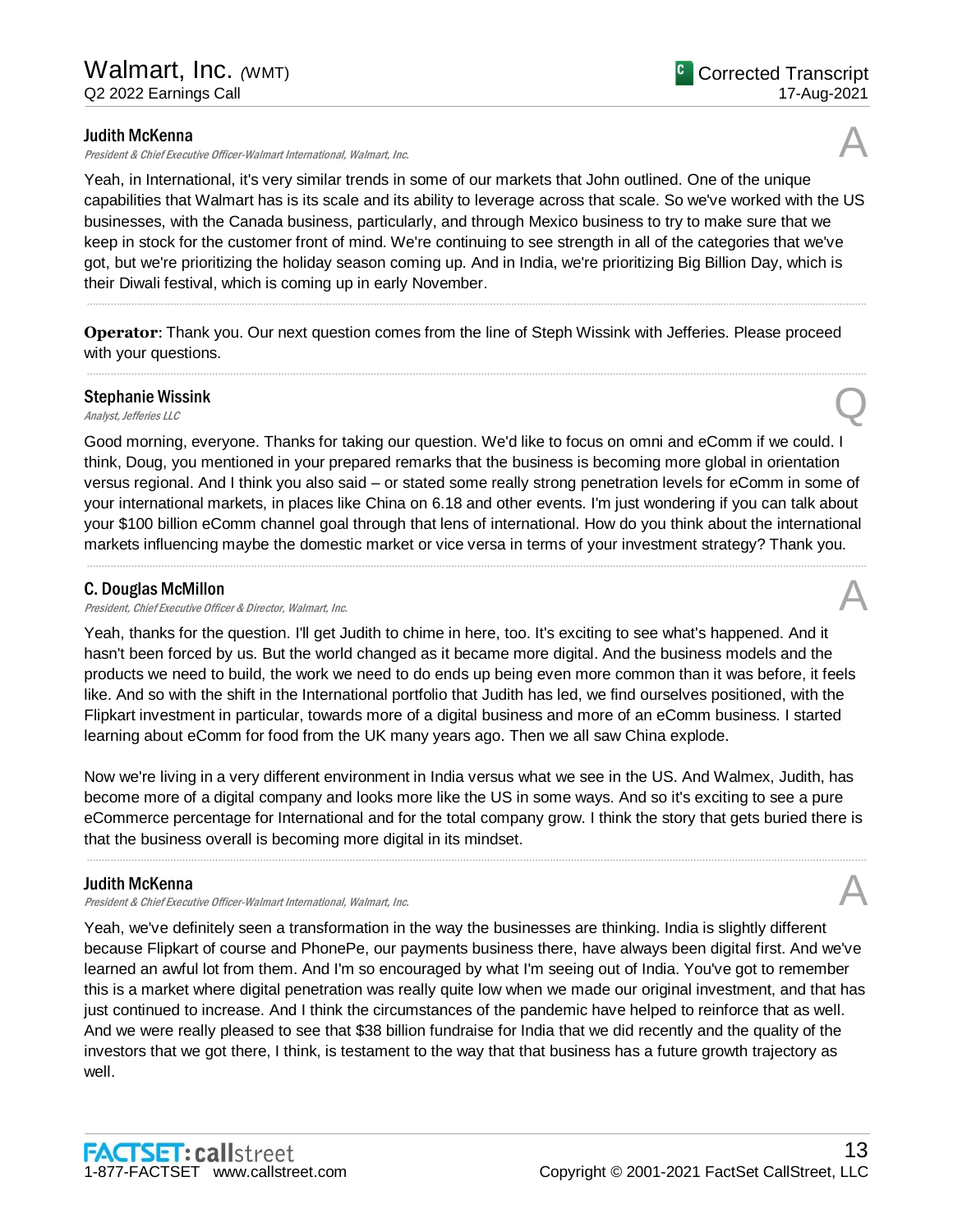**Judith McKenna**

*President & Chief Executive Officer-Walmart International, Walmart, Inc.*

A

Yeah, in International, it's very similar trends in some of our markets that John outlined. One of the unique capabilities that Walmart has is its scale and its ability to leverage across that scale. So we've worked with the US businesses, with the Canada business, particularly, and through Mexico business to try to make sure that we keep in stock for the customer front of mind. We're continuing to see strength in all of the categories that we've got, but we're prioritizing the holiday season coming up. And in India, we're prioritizing Big Billion Day, which is their Diwali festival, which is coming up in early November.

---

**Operator**: Thank you. Our next question comes from the line of Steph Wissink with Jefferies. Please proceed with your questions.

---

**Stephanie Wissink**

*Analyst, Jefferies LLC*

Q

Good morning, everyone. Thanks for taking our question. We'd like to focus on omni and eComm if we could. I think, Doug, you mentioned in your prepared remarks that the business is becoming more global in orientation versus regional. And I think you also said – or stated some really strong penetration levels for eComm in some of your international markets, in places like China on 6.18 and other events. I'm just wondering if you can talk about your $100 billion eComm channel goal through that lens of international. How do you think about the international markets influencing maybe the domestic market or vice versa in terms of your investment strategy? Thank you.

---

**C. Douglas McMillon**

*President, Chief Executive Officer & Director, Walmart, Inc.*

A

Yeah, thanks for the question. I'll get Judith to chime in here, too. It's exciting to see what's happened. And it hasn't been forced by us. But the world changed as it became more digital. And the business models and the products we need to build, the work we need to do ends up being even more common than it was before, it feels like. And so with the shift in the International portfolio that Judith has led, we find ourselves positioned, with the Flipkart investment in particular, towards more of a digital business and more of an eComm business. I started learning about eComm for food from the UK many years ago. Then we all saw China explode.

Now we're living in a very different environment in India versus what we see in the US. And Walmex, Judith, has become more of a digital company and looks more like the US in some ways. And so it's exciting to see a pure eCommerce percentage for International and for the total company grow. I think the story that gets buried there is that the business overall is becoming more digital in its mindset.

---

**Judith McKenna**

*President & Chief Executive Officer-Walmart International, Walmart, Inc.*

A

Yeah, we've definitely seen a transformation in the way the businesses are thinking. India is slightly different because Flipkart of course and PhonePe, our payments business there, have always been digital first. And we've learned an awful lot from them. And I'm so encouraged by what I'm seeing out of India. You've got to remember this is a market where digital penetration was really quite low when we made our original investment, and that has just continued to increase. And I think the circumstances of the pandemic have helped to reinforce that as well. And we were really pleased to see that $38 billion fundraise for India that we did recently and the quality of the investors that we got there, I think, is testament to the way that that business has a future growth trajectory as well.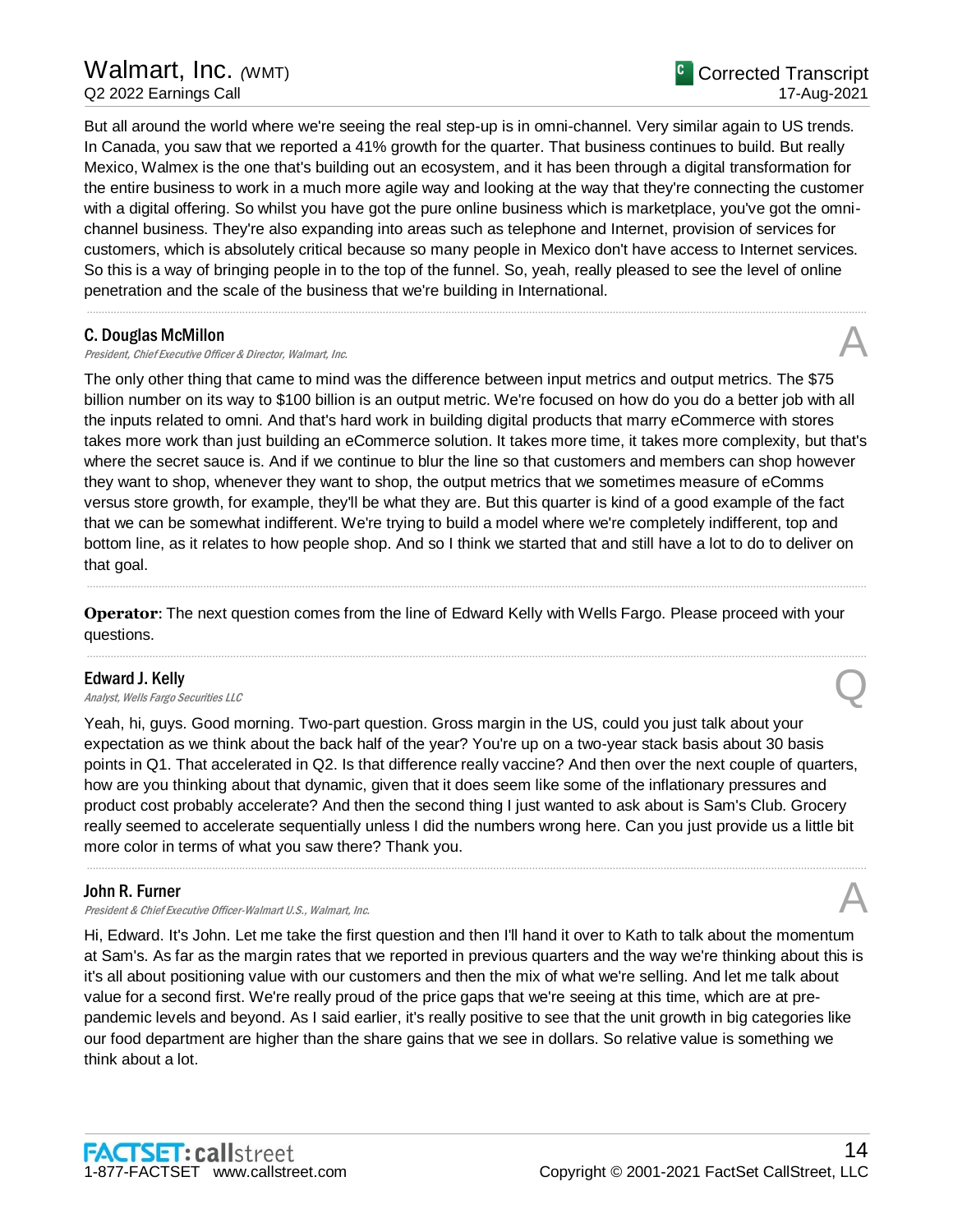But all around the world where we're seeing the real step-up is in omni-channel. Very similar again to US trends. In Canada, you saw that we reported a 41% growth for the quarter. That business continues to build. But really Mexico, Walmex is the one that's building out an ecosystem, and it has been through a digital transformation for the entire business to work in a much more agile way and looking at the way that they're connecting the customer with a digital offering. So whilst you have got the pure online business which is marketplace, you've got the omni-channel business. They're also expanding into areas such as telephone and Internet, provision of services for customers, which is absolutely critical because so many people in Mexico don't have access to Internet services. So this is a way of bringing people in to the top of the funnel. So, yeah, really pleased to see the level of online penetration and the scale of the business that we're building in International.

---

**C. Douglas McMillon**
*President, Chief Executive Officer & Director, Walmart, Inc.*

A

The only other thing that came to mind was the difference between input metrics and output metrics. The $75 billion number on its way to $100 billion is an output metric. We're focused on how do you do a better job with all the inputs related to omni. And that's hard work in building digital products that marry eCommerce with stores takes more work than just building an eCommerce solution. It takes more time, it takes more complexity, but that's where the secret sauce is. And if we continue to blur the line so that customers and members can shop however they want to shop, whenever they want to shop, the output metrics that we sometimes measure of eComms versus store growth, for example, they'll be what they are. But this quarter is kind of a good example of the fact that we can be somewhat indifferent. We're trying to build a model where we're completely indifferent, top and bottom line, as it relates to how people shop. And so I think we started that and still have a lot to do to deliver on that goal.

---

**Operator**: The next question comes from the line of Edward Kelly with Wells Fargo. Please proceed with your questions.

---

**Edward J. Kelly**
*Analyst, Wells Fargo Securities LLC*

Q

Yeah, hi, guys. Good morning. Two-part question. Gross margin in the US, could you just talk about your expectation as we think about the back half of the year? You're up on a two-year stack basis about 30 basis points in Q1. That accelerated in Q2. Is that difference really vaccine? And then over the next couple of quarters, how are you thinking about that dynamic, given that it does seem like some of the inflationary pressures and product cost probably accelerate? And then the second thing I just wanted to ask about is Sam's Club. Grocery really seemed to accelerate sequentially unless I did the numbers wrong here. Can you just provide us a little bit more color in terms of what you saw there? Thank you.

---

**John R. Furner**
*President & Chief Executive Officer-Walmart U.S., Walmart, Inc.*

A

Hi, Edward. It's John. Let me take the first question and then I'll hand it over to Kath to talk about the momentum at Sam's. As far as the margin rates that we reported in previous quarters and the way we're thinking about this is it's all about positioning value with our customers and then the mix of what we're selling. And let me talk about value for a second first. We're really proud of the price gaps that we're seeing at this time, which are at pre-pandemic levels and beyond. As I said earlier, it's really positive to see that the unit growth in big categories like our food department are higher than the share gains that we see in dollars. So relative value is something we think about a lot.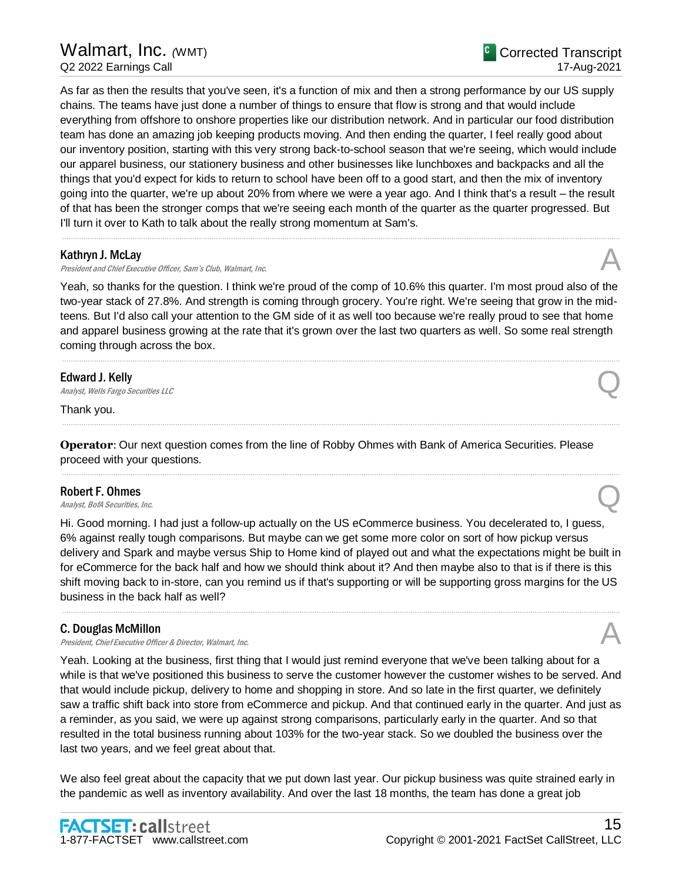As far as then the results that you've seen, it's a function of mix and then a strong performance by our US supply chains. The teams have just done a number of things to ensure that flow is strong and that would include everything from offshore to onshore properties like our distribution network. And in particular our food distribution team has done an amazing job keeping products moving. And then ending the quarter, I feel really good about our inventory position, starting with this very strong back-to-school season that we're seeing, which would include our apparel business, our stationery business and other businesses like lunchboxes and backpacks and all the things that you'd expect for kids to return to school have been off to a good start, and then the mix of inventory going into the quarter, we're up about 20% from where we were a year ago. And I think that's a result – the result of that has been the stronger comps that we're seeing each month of the quarter as the quarter progressed. But I'll turn it over to Kath to talk about the really strong momentum at Sam's.

---

**Kathryn J. McLay**
*President and Chief Executive Officer, Sam's Club, Walmart, Inc.* **A**

Yeah, so thanks for the question. I think we're proud of the comp of 10.6% this quarter. I'm most proud also of the two-year stack of 27.8%. And strength is coming through grocery. You're right. We're seeing that grow in the mid-teens. But I'd also call your attention to the GM side of it as well too because we're really proud to see that home and apparel business growing at the rate that it's grown over the last two quarters as well. So some real strength coming through across the box.

---

**Edward J. Kelly**
*Analyst, Wells Fargo Securities LLC* **Q**

Thank you.

---

**Operator**: Our next question comes from the line of Robby Ohmes with Bank of America Securities. Please proceed with your questions.

---

**Robert F. Ohmes**
*Analyst, BofA Securities, Inc.* **Q**

Hi. Good morning. I had just a follow-up actually on the US eCommerce business. You decelerated to, I guess, 6% against really tough comparisons. But maybe can we get some more color on sort of how pickup versus delivery and Spark and maybe versus Ship to Home kind of played out and what the expectations might be built in for eCommerce for the back half and how we should think about it? And then maybe also to that is if there is this shift moving back to in-store, can you remind us if that's supporting or will be supporting gross margins for the US business in the back half as well?

---

**C. Douglas McMillon**
*President, Chief Executive Officer & Director, Walmart, Inc.* **A**

Yeah. Looking at the business, first thing that I would just remind everyone that we've been talking about for a while is that we've positioned this business to serve the customer however the customer wishes to be served. And that would include pickup, delivery to home and shopping in store. And so late in the first quarter, we definitely saw a traffic shift back into store from eCommerce and pickup. And that continued early in the quarter. And just as a reminder, as you said, we were up against strong comparisons, particularly early in the quarter. And so that resulted in the total business running about 103% for the two-year stack. So we doubled the business over the last two years, and we feel great about that.

We also feel great about the capacity that we put down last year. Our pickup business was quite strained early in the pandemic as well as inventory availability. And over the last 18 months, the team has done a great job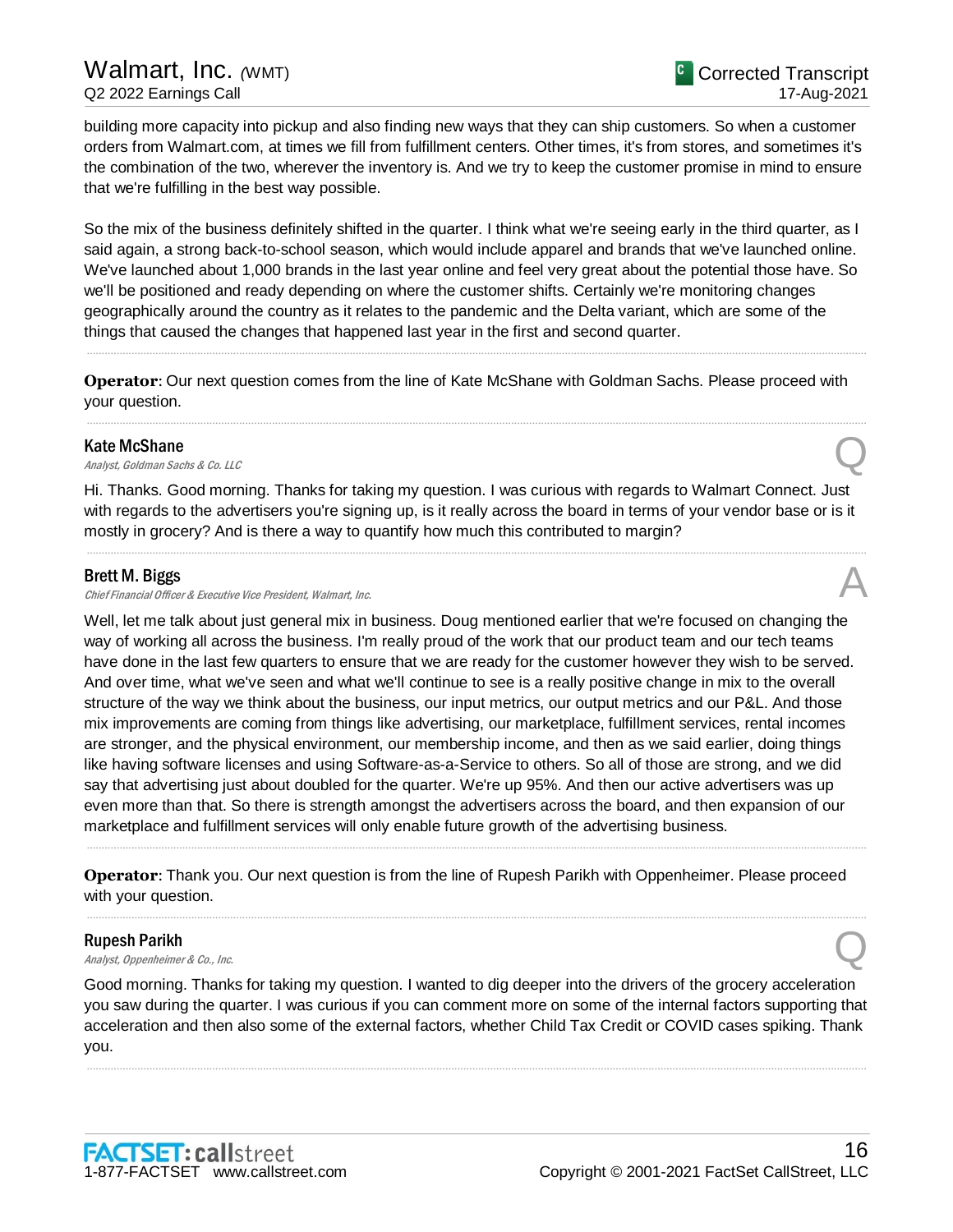building more capacity into pickup and also finding new ways that they can ship customers. So when a customer orders from Walmart.com, at times we fill from fulfillment centers. Other times, it's from stores, and sometimes it's the combination of the two, wherever the inventory is. And we try to keep the customer promise in mind to ensure that we're fulfilling in the best way possible.

So the mix of the business definitely shifted in the quarter. I think what we're seeing early in the third quarter, as I said again, a strong back-to-school season, which would include apparel and brands that we've launched online. We've launched about 1,000 brands in the last year online and feel very great about the potential those have. So we'll be positioned and ready depending on where the customer shifts. Certainly we're monitoring changes geographically around the country as it relates to the pandemic and the Delta variant, which are some of the things that caused the changes that happened last year in the first and second quarter.

---

**Operator**: Our next question comes from the line of Kate McShane with Goldman Sachs. Please proceed with your question.

---

**Kate McShane**
*Analyst, Goldman Sachs & Co. LLC* Q

Hi. Thanks. Good morning. Thanks for taking my question. I was curious with regards to Walmart Connect. Just with regards to the advertisers you're signing up, is it really across the board in terms of your vendor base or is it mostly in grocery? And is there a way to quantify how much this contributed to margin?

---

**Brett M. Biggs**
*Chief Financial Officer & Executive Vice President, Walmart, Inc.* A

Well, let me talk about just general mix in business. Doug mentioned earlier that we're focused on changing the way of working all across the business. I'm really proud of the work that our product team and our tech teams have done in the last few quarters to ensure that we are ready for the customer however they wish to be served. And over time, what we've seen and what we'll continue to see is a really positive change in mix to the overall structure of the way we think about the business, our input metrics, our output metrics and our P&L. And those mix improvements are coming from things like advertising, our marketplace, fulfillment services, rental incomes are stronger, and the physical environment, our membership income, and then as we said earlier, doing things like having software licenses and using Software-as-a-Service to others. So all of those are strong, and we did say that advertising just about doubled for the quarter. We're up 95%. And then our active advertisers was up even more than that. So there is strength amongst the advertisers across the board, and then expansion of our marketplace and fulfillment services will only enable future growth of the advertising business.

---

**Operator**: Thank you. Our next question is from the line of Rupesh Parikh with Oppenheimer. Please proceed with your question.

---

**Rupesh Parikh**
*Analyst, Oppenheimer & Co., Inc.* Q

Good morning. Thanks for taking my question. I wanted to dig deeper into the drivers of the grocery acceleration you saw during the quarter. I was curious if you can comment more on some of the internal factors supporting that acceleration and then also some of the external factors, whether Child Tax Credit or COVID cases spiking. Thank you.

---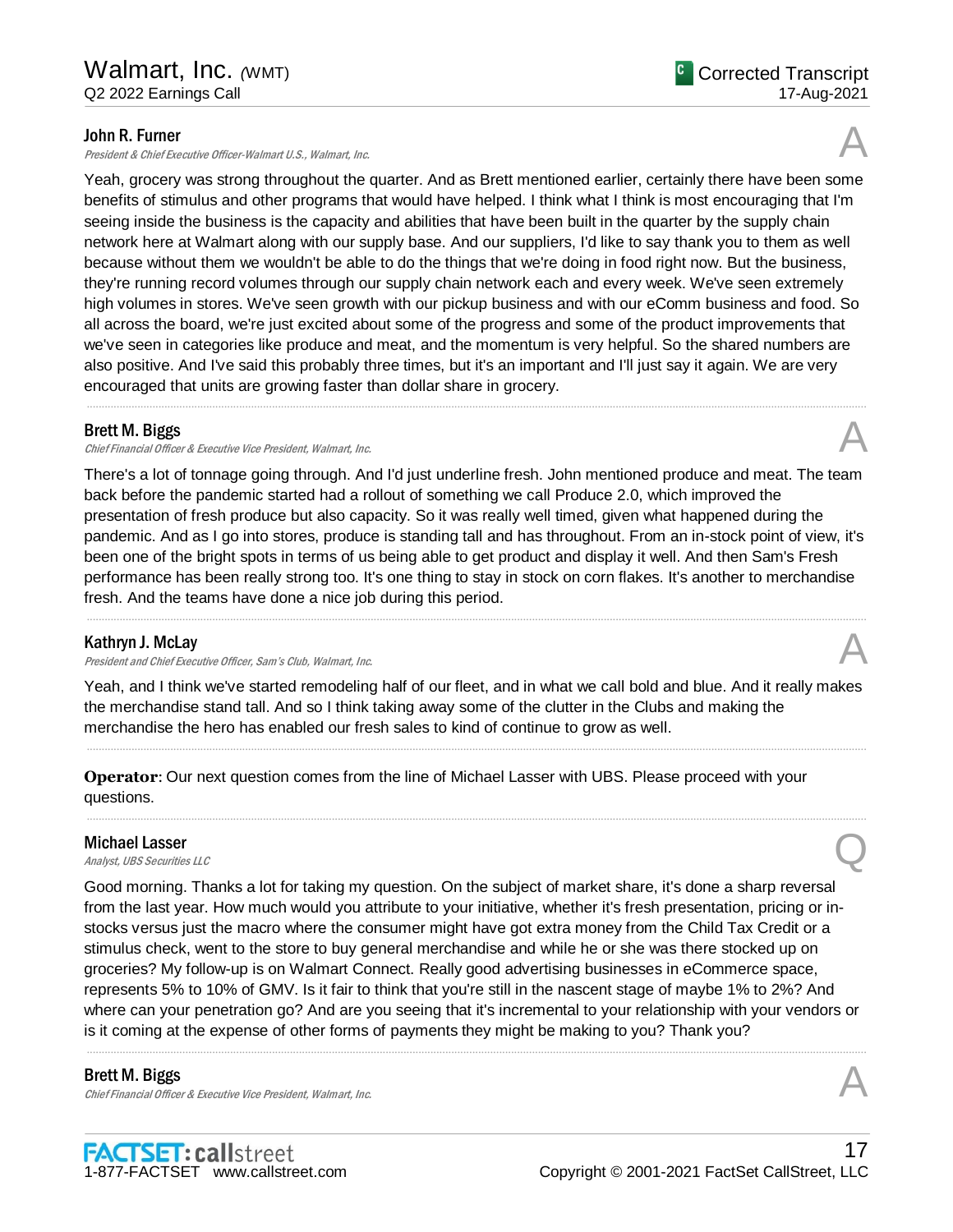**John R. Furner**

*President & Chief Executive Officer-Walmart U.S., Walmart, Inc.*

A

Yeah, grocery was strong throughout the quarter. And as Brett mentioned earlier, certainly there have been some benefits of stimulus and other programs that would have helped. I think what I think is most encouraging that I'm seeing inside the business is the capacity and abilities that have been built in the quarter by the supply chain network here at Walmart along with our supply base. And our suppliers, I'd like to say thank you to them as well because without them we wouldn't be able to do the things that we're doing in food right now. But the business, they're running record volumes through our supply chain network each and every week. We've seen extremely high volumes in stores. We've seen growth with our pickup business and with our eComm business and food. So all across the board, we're just excited about some of the progress and some of the product improvements that we've seen in categories like produce and meat, and the momentum is very helpful. So the shared numbers are also positive. And I've said this probably three times, but it's an important and I'll just say it again. We are very encouraged that units are growing faster than dollar share in grocery.

---

**Brett M. Biggs**

*Chief Financial Officer & Executive Vice President, Walmart, Inc.*

A

There's a lot of tonnage going through. And I'd just underline fresh. John mentioned produce and meat. The team back before the pandemic started had a rollout of something we call Produce 2.0, which improved the presentation of fresh produce but also capacity. So it was really well timed, given what happened during the pandemic. And as I go into stores, produce is standing tall and has throughout. From an in-stock point of view, it's been one of the bright spots in terms of us being able to get product and display it well. And then Sam's Fresh performance has been really strong too. It's one thing to stay in stock on corn flakes. It's another to merchandise fresh. And the teams have done a nice job during this period.

---

**Kathryn J. McLay**

*President and Chief Executive Officer, Sam's Club, Walmart, Inc.*

A

Yeah, and I think we've started remodeling half of our fleet, and in what we call bold and blue. And it really makes the merchandise stand tall. And so I think taking away some of the clutter in the Clubs and making the merchandise the hero has enabled our fresh sales to kind of continue to grow as well.

---

**Operator**: Our next question comes from the line of Michael Lasser with UBS. Please proceed with your questions.

---

**Michael Lasser**

*Analyst, UBS Securities LLC*

Q

Good morning. Thanks a lot for taking my question. On the subject of market share, it's done a sharp reversal from the last year. How much would you attribute to your initiative, whether it's fresh presentation, pricing or in-stocks versus just the macro where the consumer might have got extra money from the Child Tax Credit or a stimulus check, went to the store to buy general merchandise and while he or she was there stocked up on groceries? My follow-up is on Walmart Connect. Really good advertising businesses in eCommerce space, represents 5% to 10% of GMV. Is it fair to think that you're still in the nascent stage of maybe 1% to 2%? And where can your penetration go? And are you seeing that it's incremental to your relationship with your vendors or is it coming at the expense of other forms of payments they might be making to you? Thank you?

---

**Brett M. Biggs**

*Chief Financial Officer & Executive Vice President, Walmart, Inc.*

A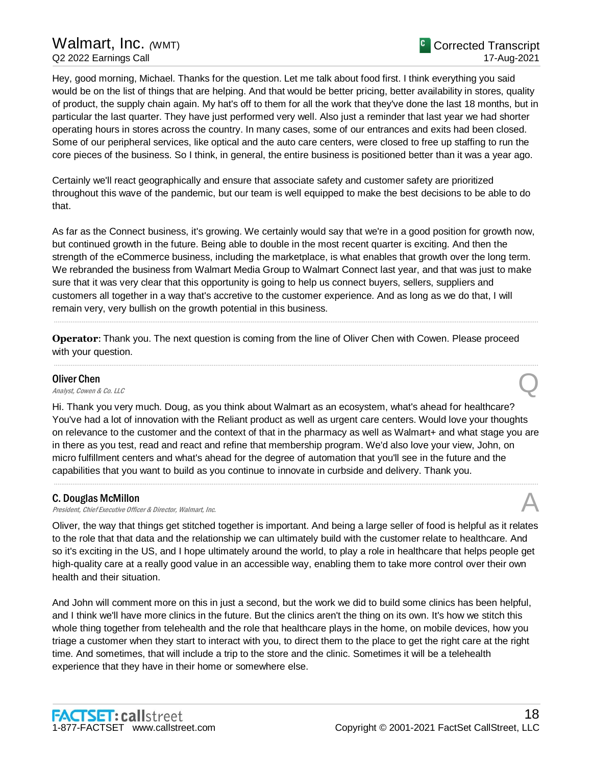Hey, good morning, Michael. Thanks for the question. Let me talk about food first. I think everything you said would be on the list of things that are helping. And that would be better pricing, better availability in stores, quality of product, the supply chain again. My hat's off to them for all the work that they've done the last 18 months, but in particular the last quarter. They have just performed very well. Also just a reminder that last year we had shorter operating hours in stores across the country. In many cases, some of our entrances and exits had been closed. Some of our peripheral services, like optical and the auto care centers, were closed to free up staffing to run the core pieces of the business. So I think, in general, the entire business is positioned better than it was a year ago.

Certainly we'll react geographically and ensure that associate safety and customer safety are prioritized throughout this wave of the pandemic, but our team is well equipped to make the best decisions to be able to do that.

As far as the Connect business, it's growing. We certainly would say that we're in a good position for growth now, but continued growth in the future. Being able to double in the most recent quarter is exciting. And then the strength of the eCommerce business, including the marketplace, is what enables that growth over the long term. We rebranded the business from Walmart Media Group to Walmart Connect last year, and that was just to make sure that it was very clear that this opportunity is going to help us connect buyers, sellers, suppliers and customers all together in a way that's accretive to the customer experience. And as long as we do that, I will remain very, very bullish on the growth potential in this business.

---

**Operator**: Thank you. The next question is coming from the line of Oliver Chen with Cowen. Please proceed with your question.

---

**Oliver Chen**
*Analyst, Cowen & Co. LLC* — Q

Hi. Thank you very much. Doug, as you think about Walmart as an ecosystem, what's ahead for healthcare? You've had a lot of innovation with the Reliant product as well as urgent care centers. Would love your thoughts on relevance to the customer and the context of that in the pharmacy as well as Walmart+ and what stage you are in there as you test, read and react and refine that membership program. We'd also love your view, John, on micro fulfillment centers and what's ahead for the degree of automation that you'll see in the future and the capabilities that you want to build as you continue to innovate in curbside and delivery. Thank you.

---

**C. Douglas McMillon**
*President, Chief Executive Officer & Director, Walmart, Inc.* — A

Oliver, the way that things get stitched together is important. And being a large seller of food is helpful as it relates to the role that that data and the relationship we can ultimately build with the customer relate to healthcare. And so it's exciting in the US, and I hope ultimately around the world, to play a role in healthcare that helps people get high-quality care at a really good value in an accessible way, enabling them to take more control over their own health and their situation.

And John will comment more on this in just a second, but the work we did to build some clinics has been helpful, and I think we'll have more clinics in the future. But the clinics aren't the thing on its own. It's how we stitch this whole thing together from telehealth and the role that healthcare plays in the home, on mobile devices, how you triage a customer when they start to interact with you, to direct them to the place to get the right care at the right time. And sometimes, that will include a trip to the store and the clinic. Sometimes it will be a telehealth experience that they have in their home or somewhere else.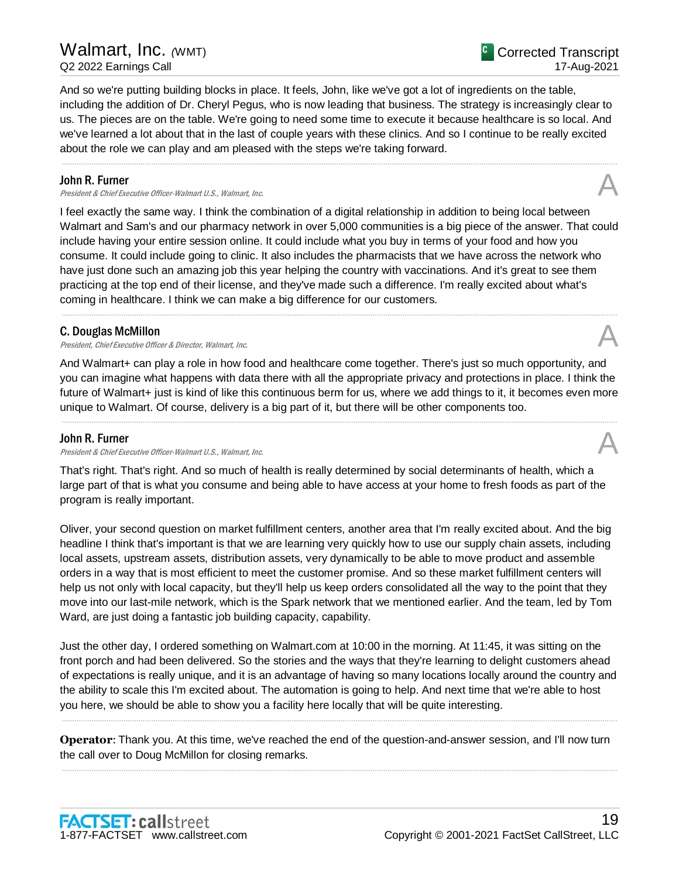And so we're putting building blocks in place. It feels, John, like we've got a lot of ingredients on the table, including the addition of Dr. Cheryl Pegus, who is now leading that business. The strategy is increasingly clear to us. The pieces are on the table. We're going to need some time to execute it because healthcare is so local. And we've learned a lot about that in the last of couple years with these clinics. And so I continue to be really excited about the role we can play and am pleased with the steps we're taking forward.

---

**John R. Furner**
*President & Chief Executive Officer-Walmart U.S., Walmart, Inc.*

A

I feel exactly the same way. I think the combination of a digital relationship in addition to being local between Walmart and Sam's and our pharmacy network in over 5,000 communities is a big piece of the answer. That could include having your entire session online. It could include what you buy in terms of your food and how you consume. It could include going to clinic. It also includes the pharmacists that we have across the network who have just done such an amazing job this year helping the country with vaccinations. And it's great to see them practicing at the top end of their license, and they've made such a difference. I'm really excited about what's coming in healthcare. I think we can make a big difference for our customers.

---

**C. Douglas McMillon**
*President, Chief Executive Officer & Director, Walmart, Inc.*

A

And Walmart+ can play a role in how food and healthcare come together. There's just so much opportunity, and you can imagine what happens with data there with all the appropriate privacy and protections in place. I think the future of Walmart+ just is kind of like this continuous berm for us, where we add things to it, it becomes even more unique to Walmart. Of course, delivery is a big part of it, but there will be other components too.

---

**John R. Furner**
*President & Chief Executive Officer-Walmart U.S., Walmart, Inc.*

A

That's right. That's right. And so much of health is really determined by social determinants of health, which a large part of that is what you consume and being able to have access at your home to fresh foods as part of the program is really important.

Oliver, your second question on market fulfillment centers, another area that I'm really excited about. And the big headline I think that's important is that we are learning very quickly how to use our supply chain assets, including local assets, upstream assets, distribution assets, very dynamically to be able to move product and assemble orders in a way that is most efficient to meet the customer promise. And so these market fulfillment centers will help us not only with local capacity, but they'll help us keep orders consolidated all the way to the point that they move into our last-mile network, which is the Spark network that we mentioned earlier. And the team, led by Tom Ward, are just doing a fantastic job building capacity, capability.

Just the other day, I ordered something on Walmart.com at 10:00 in the morning. At 11:45, it was sitting on the front porch and had been delivered. So the stories and the ways that they're learning to delight customers ahead of expectations is really unique, and it is an advantage of having so many locations locally around the country and the ability to scale this I'm excited about. The automation is going to help. And next time that we're able to host you here, we should be able to show you a facility here locally that will be quite interesting.

---

**Operator**: Thank you. At this time, we've reached the end of the question-and-answer session, and I'll now turn the call over to Doug McMillon for closing remarks.

---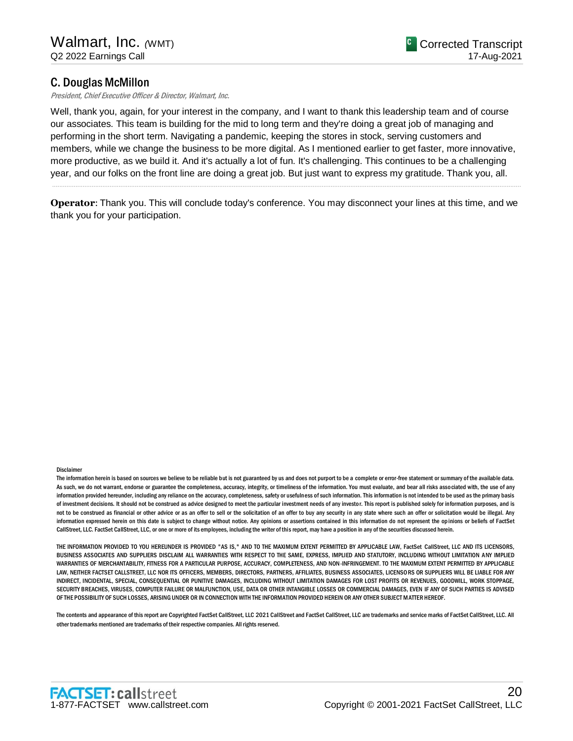## C. Douglas McMillon

*President, Chief Executive Officer & Director, Walmart, Inc.*

Well, thank you, again, for your interest in the company, and I want to thank this leadership team and of course our associates. This team is building for the mid to long term and they're doing a great job of managing and performing in the short term. Navigating a pandemic, keeping the stores in stock, serving customers and members, while we change the business to be more digital. As I mentioned earlier to get faster, more innovative, more productive, as we build it. And it's actually a lot of fun. It's challenging. This continues to be a challenging year, and our folks on the front line are doing a great job. But just want to express my gratitude. Thank you, all.

---

**Operator**: Thank you. This will conclude today's conference. You may disconnect your lines at this time, and we thank you for your participation.

Disclaimer

The information herein is based on sources we believe to be reliable but is not guaranteed by us and does not purport to be a complete or error-free statement or summary of the available data. As such, we do not warrant, endorse or guarantee the completeness, accuracy, integrity, or timeliness of the information. You must evaluate, and bear all risks associated with, the use of any information provided hereunder, including any reliance on the accuracy, completeness, safety or usefulness of such information. This information is not intended to be used as the primary basis of investment decisions. It should not be construed as advice designed to meet the particular investment needs of any investor. This report is published solely for information purposes, and is not to be construed as financial or other advice or as an offer to sell or the solicitation of an offer to buy any security in any state where such an offer or solicitation would be illegal. Any information expressed herein on this date is subject to change without notice. Any opinions or assertions contained in this information do not represent the opinions or beliefs of FactSet CallStreet, LLC. FactSet CallStreet, LLC, or one or more of its employees, including the writer of this report, may have a position in any of the securities discussed herein.

THE INFORMATION PROVIDED TO YOU HEREUNDER IS PROVIDED "AS IS," AND TO THE MAXIMUM EXTENT PERMITTED BY APPLICABLE LAW, FactSet CallStreet, LLC AND ITS LICENSORS, BUSINESS ASSOCIATES AND SUPPLIERS DISCLAIM ALL WARRANTIES WITH RESPECT TO THE SAME, EXPRESS, IMPLIED AND STATUTORY, INCLUDING WITHOUT LIMITATION ANY IMPLIED WARRANTIES OF MERCHANTABILITY, FITNESS FOR A PARTICULAR PURPOSE, ACCURACY, COMPLETENESS, AND NON-INFRINGEMENT. TO THE MAXIMUM EXTENT PERMITTED BY APPLICABLE LAW, NEITHER FACTSET CALLSTREET, LLC NOR ITS OFFICERS, MEMBERS, DIRECTORS, PARTNERS, AFFILIATES, BUSINESS ASSOCIATES, LICENSORS OR SUPPLIERS WILL BE LIABLE FOR ANY INDIRECT, INCIDENTAL, SPECIAL, CONSEQUENTIAL OR PUNITIVE DAMAGES, INCLUDING WITHOUT LIMITATION DAMAGES FOR LOST PROFITS OR REVENUES, GOODWILL, WORK STOPPAGE, SECURITY BREACHES, VIRUSES, COMPUTER FAILURE OR MALFUNCTION, USE, DATA OR OTHER INTANGIBLE LOSSES OR COMMERCIAL DAMAGES, EVEN IF ANY OF SUCH PARTIES IS ADVISED OF THE POSSIBILITY OF SUCH LOSSES, ARISING UNDER OR IN CONNECTION WITH THE INFORMATION PROVIDED HEREIN OR ANY OTHER SUBJECT MATTER HEREOF.

The contents and appearance of this report are Copyrighted FactSet CallStreet, LLC 2021 CallStreet and FactSet CallStreet, LLC are trademarks and service marks of FactSet CallStreet, LLC. All other trademarks mentioned are trademarks of their respective companies. All rights reserved.